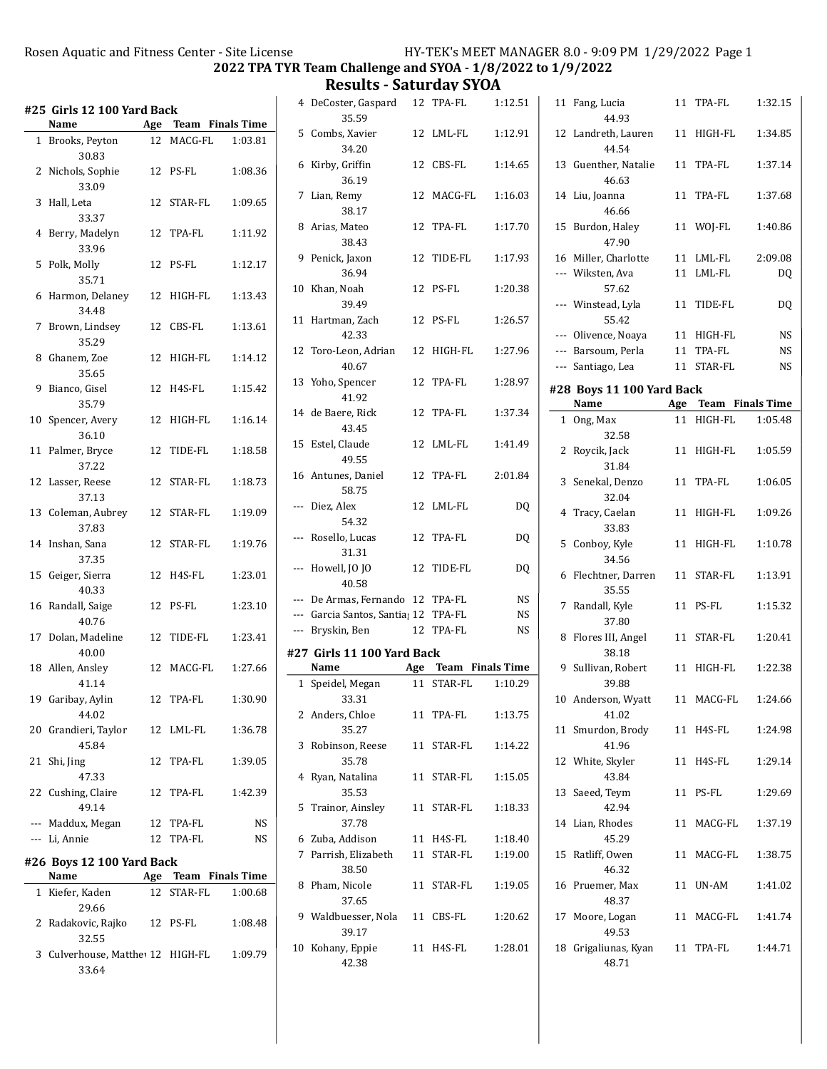## 2022 TPA TYR Team Challenge and SYOA - 1/8/2022 to 1/9/2022

## Results - Saturday SYOA

### #25 Girls 12 100 Yard Back

| | Name | Age | Team | Finals Time |
|---|---|---|---|---|
| 1 | Brooks, Peyton | 12 | MACG-FL | 1:03.81 |
| | 30.83 | | | |
| 2 | Nichols, Sophie | 12 | PS-FL | 1:08.36 |
| | 33.09 | | | |
| 3 | Hall, Leta | 12 | STAR-FL | 1:09.65 |
| | 33.37 | | | |
| 4 | Berry, Madelyn | 12 | TPA-FL | 1:11.92 |
| | 33.96 | | | |
| 5 | Polk, Molly | 12 | PS-FL | 1:12.17 |
| | 35.71 | | | |
| 6 | Harmon, Delaney | 12 | HIGH-FL | 1:13.43 |
| | 34.48 | | | |
| 7 | Brown, Lindsey | 12 | CBS-FL | 1:13.61 |
| | 35.29 | | | |
| 8 | Ghanem, Zoe | 12 | HIGH-FL | 1:14.12 |
| | 35.65 | | | |
| 9 | Bianco, Gisel | 12 | H4S-FL | 1:15.42 |
| | 35.79 | | | |
| 10 | Spencer, Avery | 12 | HIGH-FL | 1:16.14 |
| | 36.10 | | | |
| 11 | Palmer, Bryce | 12 | TIDE-FL | 1:18.58 |
| | 37.22 | | | |
| 12 | Lasser, Reese | 12 | STAR-FL | 1:18.73 |
| | 37.13 | | | |
| 13 | Coleman, Aubrey | 12 | STAR-FL | 1:19.09 |
| | 37.83 | | | |
| 14 | Inshan, Sana | 12 | STAR-FL | 1:19.76 |
| | 37.35 | | | |
| 15 | Geiger, Sierra | 12 | H4S-FL | 1:23.01 |
| | 40.33 | | | |
| 16 | Randall, Saige | 12 | PS-FL | 1:23.10 |
| | 40.76 | | | |
| 17 | Dolan, Madeline | 12 | TIDE-FL | 1:23.41 |
| | 40.00 | | | |
| 18 | Allen, Ansley | 12 | MACG-FL | 1:27.66 |
| | 41.14 | | | |
| 19 | Garibay, Aylin | 12 | TPA-FL | 1:30.90 |
| | 44.02 | | | |
| 20 | Grandieri, Taylor | 12 | LML-FL | 1:36.78 |
| | 45.84 | | | |
| 21 | Shi, Jing | 12 | TPA-FL | 1:39.05 |
| | 47.33 | | | |
| 22 | Cushing, Claire | 12 | TPA-FL | 1:42.39 |
| | 49.14 | | | |
| --- | Maddux, Megan | 12 | TPA-FL | NS |
| --- | Li, Annie | 12 | TPA-FL | NS |

### #26 Boys 12 100 Yard Back

| | Name | Age | Team | Finals Time |
|---|---|---|---|---|
| 1 | Kiefer, Kaden | 12 | STAR-FL | 1:00.68 |
| | 29.66 | | | |
| 2 | Radakovic, Rajko | 12 | PS-FL | 1:08.48 |
| | 32.55 | | | |
| 3 | Culverhouse, Matthew | 12 | HIGH-FL | 1:09.79 |
| | 33.64 | | | |
| 4 | DeCoster, Gaspard | 12 | TPA-FL | 1:12.51 |
| | 35.59 | | | |
| 5 | Combs, Xavier | 12 | LML-FL | 1:12.91 |
| | 34.20 | | | |
| 6 | Kirby, Griffin | 12 | CBS-FL | 1:14.65 |
| | 36.19 | | | |
| 7 | Lian, Remy | 12 | MACG-FL | 1:16.03 |
| | 38.17 | | | |
| 8 | Arias, Mateo | 12 | TPA-FL | 1:17.70 |
| | 38.43 | | | |
| 9 | Penick, Jaxon | 12 | TIDE-FL | 1:17.93 |
| | 36.94 | | | |
| 10 | Khan, Noah | 12 | PS-FL | 1:20.38 |
| | 39.49 | | | |
| 11 | Hartman, Zach | 12 | PS-FL | 1:26.57 |
| | 42.33 | | | |
| 12 | Toro-Leon, Adrian | 12 | HIGH-FL | 1:27.96 |
| | 40.67 | | | |
| 13 | Yoho, Spencer | 12 | TPA-FL | 1:28.97 |
| | 41.92 | | | |
| 14 | de Baere, Rick | 12 | TPA-FL | 1:37.34 |
| | 43.45 | | | |
| 15 | Estel, Claude | 12 | LML-FL | 1:41.49 |
| | 49.55 | | | |
| 16 | Antunes, Daniel | 12 | TPA-FL | 2:01.84 |
| | 58.75 | | | |
| --- | Diez, Alex | 12 | LML-FL | DQ |
| | 54.32 | | | |
| --- | Rosello, Lucas | 12 | TPA-FL | DQ |
| | 31.31 | | | |
| --- | Howell, JO JO | 12 | TIDE-FL | DQ |
| | 40.58 | | | |
| --- | De Armas, Fernando | 12 | TPA-FL | NS |
| --- | Garcia Santos, Santiag | 12 | TPA-FL | NS |
| --- | Bryskin, Ben | 12 | TPA-FL | NS |

### #27 Girls 11 100 Yard Back

| | Name | Age | Team | Finals Time |
|---|---|---|---|---|
| 1 | Speidel, Megan | 11 | STAR-FL | 1:10.29 |
| | 33.31 | | | |
| 2 | Anders, Chloe | 11 | TPA-FL | 1:13.75 |
| | 35.27 | | | |
| 3 | Robinson, Reese | 11 | STAR-FL | 1:14.22 |
| | 35.78 | | | |
| 4 | Ryan, Natalina | 11 | STAR-FL | 1:15.05 |
| | 35.53 | | | |
| 5 | Trainor, Ainsley | 11 | STAR-FL | 1:18.33 |
| | 37.78 | | | |
| 6 | Zuba, Addison | 11 | H4S-FL | 1:18.40 |
| 7 | Parrish, Elizabeth | 11 | STAR-FL | 1:19.00 |
| | 38.50 | | | |
| 8 | Pham, Nicole | 11 | STAR-FL | 1:19.05 |
| | 37.65 | | | |
| 9 | Waldbuesser, Nola | 11 | CBS-FL | 1:20.62 |
| | 39.17 | | | |
| 10 | Kohany, Eppie | 11 | H4S-FL | 1:28.01 |
| | 42.38 | | | |
| 11 | Fang, Lucia | 11 | TPA-FL | 1:32.15 |
| | 44.93 | | | |
| 12 | Landreth, Lauren | 11 | HIGH-FL | 1:34.85 |
| | 44.54 | | | |
| 13 | Guenther, Natalie | 11 | TPA-FL | 1:37.14 |
| | 46.63 | | | |
| 14 | Liu, Joanna | 11 | TPA-FL | 1:37.68 |
| | 46.66 | | | |
| 15 | Burdon, Haley | 11 | WOJ-FL | 1:40.86 |
| | 47.90 | | | |
| 16 | Miller, Charlotte | 11 | LML-FL | 2:09.08 |
| --- | Wiksten, Ava | 11 | LML-FL | DQ |
| | 57.62 | | | |
| --- | Winstead, Lyla | 11 | TIDE-FL | DQ |
| | 55.42 | | | |
| --- | Olivence, Noaya | 11 | HIGH-FL | NS |
| --- | Barsoum, Perla | 11 | TPA-FL | NS |
| --- | Santiago, Lea | 11 | STAR-FL | NS |

### #28 Boys 11 100 Yard Back

| | Name | Age | Team | Finals Time |
|---|---|---|---|---|
| 1 | Ong, Max | 11 | HIGH-FL | 1:05.48 |
| | 32.58 | | | |
| 2 | Roycik, Jack | 11 | HIGH-FL | 1:05.59 |
| | 31.84 | | | |
| 3 | Senekal, Denzo | 11 | TPA-FL | 1:06.05 |
| | 32.04 | | | |
| 4 | Tracy, Caelan | 11 | HIGH-FL | 1:09.26 |
| | 33.83 | | | |
| 5 | Conboy, Kyle | 11 | HIGH-FL | 1:10.78 |
| | 34.56 | | | |
| 6 | Flechtner, Darren | 11 | STAR-FL | 1:13.91 |
| | 35.55 | | | |
| 7 | Randall, Kyle | 11 | PS-FL | 1:15.32 |
| | 37.80 | | | |
| 8 | Flores III, Angel | 11 | STAR-FL | 1:20.41 |
| | 38.18 | | | |
| 9 | Sullivan, Robert | 11 | HIGH-FL | 1:22.38 |
| | 39.88 | | | |
| 10 | Anderson, Wyatt | 11 | MACG-FL | 1:24.66 |
| | 41.02 | | | |
| 11 | Smurdon, Brody | 11 | H4S-FL | 1:24.98 |
| | 41.96 | | | |
| 12 | White, Skyler | 11 | H4S-FL | 1:29.14 |
| | 43.84 | | | |
| 13 | Saeed, Teym | 11 | PS-FL | 1:29.69 |
| | 42.94 | | | |
| 14 | Lian, Rhodes | 11 | MACG-FL | 1:37.19 |
| | 45.29 | | | |
| 15 | Ratliff, Owen | 11 | MACG-FL | 1:38.75 |
| | 46.32 | | | |
| 16 | Pruemer, Max | 11 | UN-AM | 1:41.02 |
| | 48.37 | | | |
| 17 | Moore, Logan | 11 | MACG-FL | 1:41.74 |
| | 49.53 | | | |
| 18 | Grigaliunas, Kyan | 11 | TPA-FL | 1:44.71 |
| | 48.71 | | | |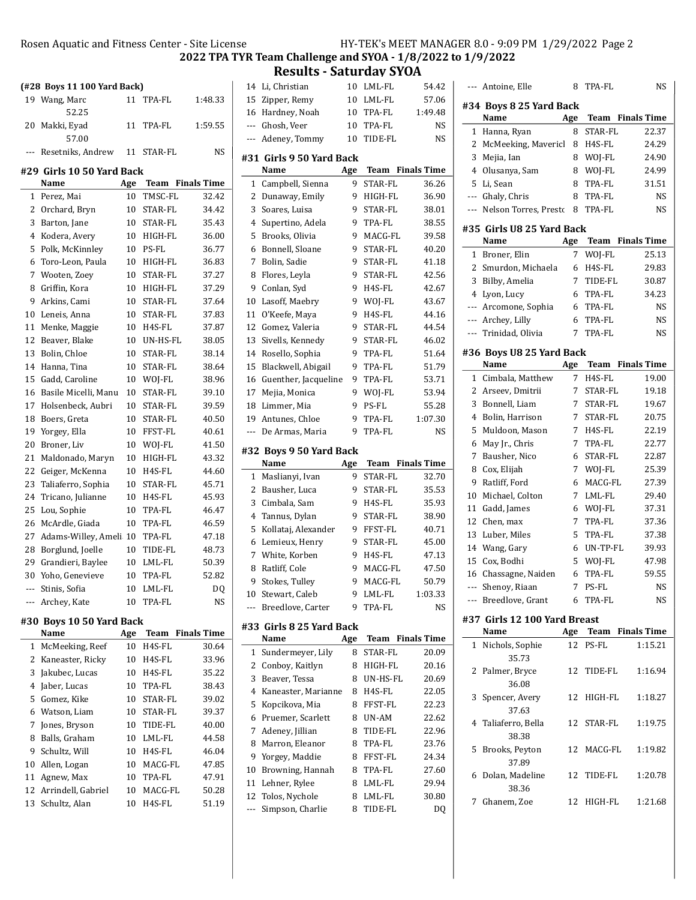## 2022 TPA TYR Team Challenge and SYOA - 1/8/2022 to 1/9/2022

## Results - Saturday SYOA

### (#28 Boys 11 100 Yard Back)

| | Name | Age | Team | Finals Time |
|---|---|---|---|---|
| 19 | Wang, Marc | 11 | TPA-FL | 1:48.33 |
| | 52.25 | | | |
| 20 | Makki, Eyad | 11 | TPA-FL | 1:59.55 |
| | 57.00 | | | |
| --- | Resetniks, Andrew | 11 | STAR-FL | NS |

### #29 Girls 10 50 Yard Back

| | Name | Age | Team | Finals Time |
|---|---|---|---|---|
| 1 | Perez, Mai | 10 | TMSC-FL | 32.42 |
| 2 | Orchard, Bryn | 10 | STAR-FL | 34.42 |
| 3 | Barton, Jane | 10 | STAR-FL | 35.43 |
| 4 | Kodera, Avery | 10 | HIGH-FL | 36.00 |
| 5 | Polk, McKinnley | 10 | PS-FL | 36.77 |
| 6 | Toro-Leon, Paula | 10 | HIGH-FL | 36.83 |
| 7 | Wooten, Zoey | 10 | STAR-FL | 37.27 |
| 8 | Griffin, Kora | 10 | HIGH-FL | 37.29 |
| 9 | Arkins, Cami | 10 | STAR-FL | 37.64 |
| 10 | Leneis, Anna | 10 | STAR-FL | 37.83 |
| 11 | Menke, Maggie | 10 | H4S-FL | 37.87 |
| 12 | Beaver, Blake | 10 | UN-HS-FL | 38.05 |
| 13 | Bolin, Chloe | 10 | STAR-FL | 38.14 |
| 14 | Hanna, Tina | 10 | STAR-FL | 38.64 |
| 15 | Gadd, Caroline | 10 | WOJ-FL | 38.96 |
| 16 | Basile Micelli, Manu | 10 | STAR-FL | 39.10 |
| 17 | Holsenbeck, Aubri | 10 | STAR-FL | 39.59 |
| 18 | Boers, Greta | 10 | STAR-FL | 40.50 |
| 19 | Yorgey, Ella | 10 | FFST-FL | 40.61 |
| 20 | Broner, Liv | 10 | WOJ-FL | 41.50 |
| 21 | Maldonado, Maryn | 10 | HIGH-FL | 43.32 |
| 22 | Geiger, McKenna | 10 | H4S-FL | 44.60 |
| 23 | Taliaferro, Sophia | 10 | STAR-FL | 45.71 |
| 24 | Tricano, Julianne | 10 | H4S-FL | 45.93 |
| 25 | Lou, Sophie | 10 | TPA-FL | 46.47 |
| 26 | McArdle, Giada | 10 | TPA-FL | 46.59 |
| 27 | Adams-Willey, Ameli | 10 | TPA-FL | 47.18 |
| 28 | Borglund, Joelle | 10 | TIDE-FL | 48.73 |
| 29 | Grandieri, Baylee | 10 | LML-FL | 50.39 |
| 30 | Yoho, Genevieve | 10 | TPA-FL | 52.82 |
| --- | Stinis, Sofia | 10 | LML-FL | DQ |
| --- | Archey, Kate | 10 | TPA-FL | NS |

### #30 Boys 10 50 Yard Back

| | Name | Age | Team | Finals Time |
|---|---|---|---|---|
| 1 | McMeeking, Reef | 10 | H4S-FL | 30.64 |
| 2 | Kaneaster, Ricky | 10 | H4S-FL | 33.96 |
| 3 | Jakubec, Lucas | 10 | H4S-FL | 35.22 |
| 4 | Jaber, Lucas | 10 | TPA-FL | 38.43 |
| 5 | Gomez, Kike | 10 | STAR-FL | 39.02 |
| 6 | Watson, Liam | 10 | STAR-FL | 39.37 |
| 7 | Jones, Bryson | 10 | TIDE-FL | 40.00 |
| 8 | Balls, Graham | 10 | LML-FL | 44.58 |
| 9 | Schultz, Will | 10 | H4S-FL | 46.04 |
| 10 | Allen, Logan | 10 | MACG-FL | 47.85 |
| 11 | Agnew, Max | 10 | TPA-FL | 47.91 |
| 12 | Arrindell, Gabriel | 10 | MACG-FL | 50.28 |
| 13 | Schultz, Alan | 10 | H4S-FL | 51.19 |
| 14 | Li, Christian | 10 | LML-FL | 54.42 |
| 15 | Zipper, Remy | 10 | LML-FL | 57.06 |
| 16 | Hardney, Noah | 10 | TPA-FL | 1:49.48 |
| --- | Ghosh, Veer | 10 | TPA-FL | NS |
| --- | Adeney, Tommy | 10 | TIDE-FL | NS |

### #31 Girls 9 50 Yard Back

| | Name | Age | Team | Finals Time |
|---|---|---|---|---|
| 1 | Campbell, Sienna | 9 | STAR-FL | 36.26 |
| 2 | Dunaway, Emily | 9 | HIGH-FL | 36.90 |
| 3 | Soares, Luisa | 9 | STAR-FL | 38.01 |
| 4 | Supertino, Adela | 9 | TPA-FL | 38.55 |
| 5 | Brooks, Olivia | 9 | MACG-FL | 39.58 |
| 6 | Bonnell, Sloane | 9 | STAR-FL | 40.20 |
| 7 | Bolin, Sadie | 9 | STAR-FL | 41.18 |
| 8 | Flores, Leyla | 9 | STAR-FL | 42.56 |
| 9 | Conlan, Syd | 9 | H4S-FL | 42.67 |
| 10 | Lasoff, Maebry | 9 | WOJ-FL | 43.67 |
| 11 | O'Keefe, Maya | 9 | H4S-FL | 44.16 |
| 12 | Gomez, Valeria | 9 | STAR-FL | 44.54 |
| 13 | Sivells, Kennedy | 9 | STAR-FL | 46.02 |
| 14 | Rosello, Sophia | 9 | TPA-FL | 51.64 |
| 15 | Blackwell, Abigail | 9 | TPA-FL | 51.79 |
| 16 | Guenther, Jacqueline | 9 | TPA-FL | 53.71 |
| 17 | Mejia, Monica | 9 | WOJ-FL | 53.94 |
| 18 | Limmer, Mia | 9 | PS-FL | 55.28 |
| 19 | Antunes, Chloe | 9 | TPA-FL | 1:07.30 |
| --- | De Armas, Maria | 9 | TPA-FL | NS |

### #32 Boys 9 50 Yard Back

| | Name | Age | Team | Finals Time |
|---|---|---|---|---|
| 1 | Maslianyi, Ivan | 9 | STAR-FL | 32.70 |
| 2 | Bausher, Luca | 9 | STAR-FL | 35.53 |
| 3 | Cimbala, Sam | 9 | H4S-FL | 35.93 |
| 4 | Tannus, Dylan | 9 | STAR-FL | 38.90 |
| 5 | Kollataj, Alexander | 9 | FFST-FL | 40.71 |
| 6 | Lemieux, Henry | 9 | STAR-FL | 45.00 |
| 7 | White, Korben | 9 | H4S-FL | 47.13 |
| 8 | Ratliff, Cole | 9 | MACG-FL | 47.50 |
| 9 | Stokes, Tulley | 9 | MACG-FL | 50.79 |
| 10 | Stewart, Caleb | 9 | LML-FL | 1:03.33 |
| --- | Breedlove, Carter | 9 | TPA-FL | NS |

### #33 Girls 8 25 Yard Back

| | Name | Age | Team | Finals Time |
|---|---|---|---|---|
| 1 | Sundermeyer, Lily | 8 | STAR-FL | 20.09 |
| 2 | Conboy, Kaitlyn | 8 | HIGH-FL | 20.16 |
| 3 | Beaver, Tessa | 8 | UN-HS-FL | 20.69 |
| 4 | Kaneaster, Marianne | 8 | H4S-FL | 22.05 |
| 5 | Kopcikova, Mia | 8 | FFST-FL | 22.23 |
| 6 | Pruemer, Scarlett | 8 | UN-AM | 22.62 |
| 7 | Adeney, Jillian | 8 | TIDE-FL | 22.96 |
| 8 | Marron, Eleanor | 8 | TPA-FL | 23.76 |
| 9 | Yorgey, Maddie | 8 | FFST-FL | 24.34 |
| 10 | Browning, Hannah | 8 | TPA-FL | 27.60 |
| 11 | Lehner, Rylee | 8 | LML-FL | 29.94 |
| 12 | Tolos, Nychole | 8 | LML-FL | 30.80 |
| --- | Simpson, Charlie | 8 | TIDE-FL | DQ |
| --- | Antoine, Elle | 8 | TPA-FL | NS |

### #34 Boys 8 25 Yard Back

| | Name | Age | Team | Finals Time |
|---|---|---|---|---|
| 1 | Hanna, Ryan | 8 | STAR-FL | 22.37 |
| 2 | McMeeking, Mavericl | 8 | H4S-FL | 24.29 |
| 3 | Mejia, Ian | 8 | WOJ-FL | 24.90 |
| 4 | Olusanya, Sam | 8 | WOJ-FL | 24.99 |
| 5 | Li, Sean | 8 | TPA-FL | 31.51 |
| --- | Ghaly, Chris | 8 | TPA-FL | NS |
| --- | Nelson Torres, Presto | 8 | TPA-FL | NS |

### #35 Girls U8 25 Yard Back

| | Name | Age | Team | Finals Time |
|---|---|---|---|---|
| 1 | Broner, Elin | 7 | WOJ-FL | 25.13 |
| 2 | Smurdon, Michaela | 6 | H4S-FL | 29.83 |
| 3 | Bilby, Amelia | 7 | TIDE-FL | 30.87 |
| 4 | Lyon, Lucy | 6 | TPA-FL | 34.23 |
| --- | Arcomone, Sophia | 6 | TPA-FL | NS |
| --- | Archey, Lilly | 6 | TPA-FL | NS |
| --- | Trinidad, Olivia | 7 | TPA-FL | NS |

### #36 Boys U8 25 Yard Back

| | Name | Age | Team | Finals Time |
|---|---|---|---|---|
| 1 | Cimbala, Matthew | 7 | H4S-FL | 19.00 |
| 2 | Arseev, Dmitrii | 7 | STAR-FL | 19.18 |
| 3 | Bonnell, Liam | 7 | STAR-FL | 19.67 |
| 4 | Bolin, Harrison | 7 | STAR-FL | 20.75 |
| 5 | Muldoon, Mason | 7 | H4S-FL | 22.19 |
| 6 | May Jr., Chris | 7 | TPA-FL | 22.77 |
| 7 | Bausher, Nico | 6 | STAR-FL | 22.87 |
| 8 | Cox, Elijah | 7 | WOJ-FL | 25.39 |
| 9 | Ratliff, Ford | 6 | MACG-FL | 27.39 |
| 10 | Michael, Colton | 7 | LML-FL | 29.40 |
| 11 | Gadd, James | 6 | WOJ-FL | 37.31 |
| 12 | Chen, max | 7 | TPA-FL | 37.36 |
| 13 | Luber, Miles | 5 | TPA-FL | 37.38 |
| 14 | Wang, Gary | 6 | UN-TP-FL | 39.93 |
| 15 | Cox, Bodhi | 5 | WOJ-FL | 47.98 |
| 16 | Chassagne, Naiden | 6 | TPA-FL | 59.55 |
| --- | Shenoy, Riaan | 7 | PS-FL | NS |
| --- | Breedlove, Grant | 6 | TPA-FL | NS |

### #37 Girls 12 100 Yard Breast

| | Name | Age | Team | Finals Time |
|---|---|---|---|---|
| 1 | Nichols, Sophie | 12 | PS-FL | 1:15.21 |
| | 35.73 | | | |
| 2 | Palmer, Bryce | 12 | TIDE-FL | 1:16.94 |
| | 36.08 | | | |
| 3 | Spencer, Avery | 12 | HIGH-FL | 1:18.27 |
| | 37.63 | | | |
| 4 | Taliaferro, Bella | 12 | STAR-FL | 1:19.75 |
| | 38.38 | | | |
| 5 | Brooks, Peyton | 12 | MACG-FL | 1:19.82 |
| | 37.89 | | | |
| 6 | Dolan, Madeline | 12 | TIDE-FL | 1:20.78 |
| | 38.36 | | | |
| 7 | Ghanem, Zoe | 12 | HIGH-FL | 1:21.68 |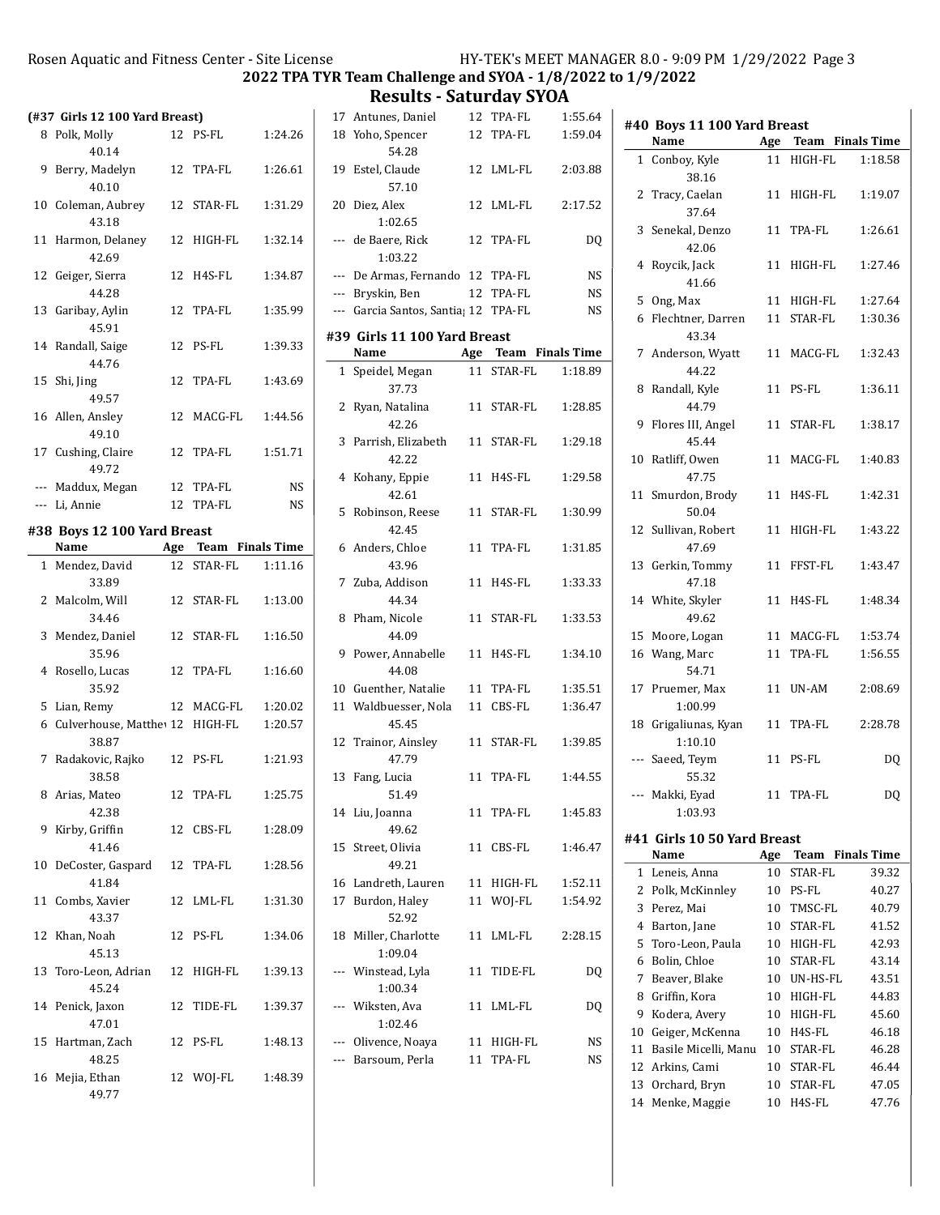## 2022 TPA TYR Team Challenge and SYOA - 1/8/2022 to 1/9/2022

## Results - Saturday SYOA

### (#37 Girls 12 100 Yard Breast)

| | Name | Age | Team | Finals Time |
|---|---|---|---|---|
| 8 | Polk, Molly | 12 | PS-FL | 1:24.26 |
| | 40.14 | | | |
| 9 | Berry, Madelyn | 12 | TPA-FL | 1:26.61 |
| | 40.10 | | | |
| 10 | Coleman, Aubrey | 12 | STAR-FL | 1:31.29 |
| | 43.18 | | | |
| 11 | Harmon, Delaney | 12 | HIGH-FL | 1:32.14 |
| | 42.69 | | | |
| 12 | Geiger, Sierra | 12 | H4S-FL | 1:34.87 |
| | 44.28 | | | |
| 13 | Garibay, Aylin | 12 | TPA-FL | 1:35.99 |
| | 45.91 | | | |
| 14 | Randall, Saige | 12 | PS-FL | 1:39.33 |
| | 44.76 | | | |
| 15 | Shi, Jing | 12 | TPA-FL | 1:43.69 |
| | 49.57 | | | |
| 16 | Allen, Ansley | 12 | MACG-FL | 1:44.56 |
| | 49.10 | | | |
| 17 | Cushing, Claire | 12 | TPA-FL | 1:51.71 |
| | 49.72 | | | |
| --- | Maddux, Megan | 12 | TPA-FL | NS |
| --- | Li, Annie | 12 | TPA-FL | NS |

### #38 Boys 12 100 Yard Breast

| | Name | Age | Team | Finals Time |
|---|---|---|---|---|
| 1 | Mendez, David | 12 | STAR-FL | 1:11.16 |
| | 33.89 | | | |
| 2 | Malcolm, Will | 12 | STAR-FL | 1:13.00 |
| | 34.46 | | | |
| 3 | Mendez, Daniel | 12 | STAR-FL | 1:16.50 |
| | 35.96 | | | |
| 4 | Rosello, Lucas | 12 | TPA-FL | 1:16.60 |
| | 35.92 | | | |
| 5 | Lian, Remy | 12 | MACG-FL | 1:20.02 |
| 6 | Culverhouse, Matthew | 12 | HIGH-FL | 1:20.57 |
| | 38.87 | | | |
| 7 | Radakovic, Rajko | 12 | PS-FL | 1:21.93 |
| | 38.58 | | | |
| 8 | Arias, Mateo | 12 | TPA-FL | 1:25.75 |
| | 42.38 | | | |
| 9 | Kirby, Griffin | 12 | CBS-FL | 1:28.09 |
| | 41.46 | | | |
| 10 | DeCoster, Gaspard | 12 | TPA-FL | 1:28.56 |
| | 41.84 | | | |
| 11 | Combs, Xavier | 12 | LML-FL | 1:31.30 |
| | 43.37 | | | |
| 12 | Khan, Noah | 12 | PS-FL | 1:34.06 |
| | 45.13 | | | |
| 13 | Toro-Leon, Adrian | 12 | HIGH-FL | 1:39.13 |
| | 45.24 | | | |
| 14 | Penick, Jaxon | 12 | TIDE-FL | 1:39.37 |
| | 47.01 | | | |
| 15 | Hartman, Zach | 12 | PS-FL | 1:48.13 |
| | 48.25 | | | |
| 16 | Mejia, Ethan | 12 | WOJ-FL | 1:48.39 |
| | 49.77 | | | |
| 17 | Antunes, Daniel | 12 | TPA-FL | 1:55.64 |
| 18 | Yoho, Spencer | 12 | TPA-FL | 1:59.04 |
| | 54.28 | | | |
| 19 | Estel, Claude | 12 | LML-FL | 2:03.88 |
| | 57.10 | | | |
| 20 | Diez, Alex | 12 | LML-FL | 2:17.52 |
| | 1:02.65 | | | |
| --- | de Baere, Rick | 12 | TPA-FL | DQ |
| | 1:03.22 | | | |
| --- | De Armas, Fernando | 12 | TPA-FL | NS |
| --- | Bryskin, Ben | 12 | TPA-FL | NS |
| --- | Garcia Santos, Santia | 12 | TPA-FL | NS |

### #39 Girls 11 100 Yard Breast

| | Name | Age | Team | Finals Time |
|---|---|---|---|---|
| 1 | Speidel, Megan | 11 | STAR-FL | 1:18.89 |
| | 37.73 | | | |
| 2 | Ryan, Natalina | 11 | STAR-FL | 1:28.85 |
| | 42.26 | | | |
| 3 | Parrish, Elizabeth | 11 | STAR-FL | 1:29.18 |
| | 42.22 | | | |
| 4 | Kohany, Eppie | 11 | H4S-FL | 1:29.58 |
| | 42.61 | | | |
| 5 | Robinson, Reese | 11 | STAR-FL | 1:30.99 |
| | 42.45 | | | |
| 6 | Anders, Chloe | 11 | TPA-FL | 1:31.85 |
| | 43.96 | | | |
| 7 | Zuba, Addison | 11 | H4S-FL | 1:33.33 |
| | 44.34 | | | |
| 8 | Pham, Nicole | 11 | STAR-FL | 1:33.53 |
| | 44.09 | | | |
| 9 | Power, Annabelle | 11 | H4S-FL | 1:34.10 |
| | 44.08 | | | |
| 10 | Guenther, Natalie | 11 | TPA-FL | 1:35.51 |
| 11 | Waldbuesser, Nola | 11 | CBS-FL | 1:36.47 |
| | 45.45 | | | |
| 12 | Trainor, Ainsley | 11 | STAR-FL | 1:39.85 |
| | 47.79 | | | |
| 13 | Fang, Lucia | 11 | TPA-FL | 1:44.55 |
| | 51.49 | | | |
| 14 | Liu, Joanna | 11 | TPA-FL | 1:45.83 |
| | 49.62 | | | |
| 15 | Street, Olivia | 11 | CBS-FL | 1:46.47 |
| | 49.21 | | | |
| 16 | Landreth, Lauren | 11 | HIGH-FL | 1:52.11 |
| 17 | Burdon, Haley | 11 | WOJ-FL | 1:54.92 |
| | 52.92 | | | |
| 18 | Miller, Charlotte | 11 | LML-FL | 2:28.15 |
| | 1:09.04 | | | |
| --- | Winstead, Lyla | 11 | TIDE-FL | DQ |
| | 1:00.34 | | | |
| --- | Wiksten, Ava | 11 | LML-FL | DQ |
| | 1:02.46 | | | |
| --- | Olivence, Noaya | 11 | HIGH-FL | NS |
| --- | Barsoum, Perla | 11 | TPA-FL | NS |

### #40 Boys 11 100 Yard Breast

| | Name | Age | Team | Finals Time |
|---|---|---|---|---|
| 1 | Conboy, Kyle | 11 | HIGH-FL | 1:18.58 |
| | 38.16 | | | |
| 2 | Tracy, Caelan | 11 | HIGH-FL | 1:19.07 |
| | 37.64 | | | |
| 3 | Senekal, Denzo | 11 | TPA-FL | 1:26.61 |
| | 42.06 | | | |
| 4 | Roycik, Jack | 11 | HIGH-FL | 1:27.46 |
| | 41.66 | | | |
| 5 | Ong, Max | 11 | HIGH-FL | 1:27.64 |
| 6 | Flechtner, Darren | 11 | STAR-FL | 1:30.36 |
| | 43.34 | | | |
| 7 | Anderson, Wyatt | 11 | MACG-FL | 1:32.43 |
| | 44.22 | | | |
| 8 | Randall, Kyle | 11 | PS-FL | 1:36.11 |
| | 44.79 | | | |
| 9 | Flores III, Angel | 11 | STAR-FL | 1:38.17 |
| | 45.44 | | | |
| 10 | Ratliff, Owen | 11 | MACG-FL | 1:40.83 |
| | 47.75 | | | |
| 11 | Smurdon, Brody | 11 | H4S-FL | 1:42.31 |
| | 50.04 | | | |
| 12 | Sullivan, Robert | 11 | HIGH-FL | 1:43.22 |
| | 47.69 | | | |
| 13 | Gerkin, Tommy | 11 | FFST-FL | 1:43.47 |
| | 47.18 | | | |
| 14 | White, Skyler | 11 | H4S-FL | 1:48.34 |
| | 49.62 | | | |
| 15 | Moore, Logan | 11 | MACG-FL | 1:53.74 |
| 16 | Wang, Marc | 11 | TPA-FL | 1:56.55 |
| | 54.71 | | | |
| 17 | Pruemer, Max | 11 | UN-AM | 2:08.69 |
| | 1:00.99 | | | |
| 18 | Grigaliunas, Kyan | 11 | TPA-FL | 2:28.78 |
| | 1:10.10 | | | |
| --- | Saeed, Teym | 11 | PS-FL | DQ |
| | 55.32 | | | |
| --- | Makki, Eyad | 11 | TPA-FL | DQ |
| | 1:03.93 | | | |

### #41 Girls 10 50 Yard Breast

| | Name | Age | Team | Finals Time |
|---|---|---|---|---|
| 1 | Leneis, Anna | 10 | STAR-FL | 39.32 |
| 2 | Polk, McKinnley | 10 | PS-FL | 40.27 |
| 3 | Perez, Mai | 10 | TMSC-FL | 40.79 |
| 4 | Barton, Jane | 10 | STAR-FL | 41.52 |
| 5 | Toro-Leon, Paula | 10 | HIGH-FL | 42.93 |
| 6 | Bolin, Chloe | 10 | STAR-FL | 43.14 |
| 7 | Beaver, Blake | 10 | UN-HS-FL | 43.51 |
| 8 | Griffin, Kora | 10 | HIGH-FL | 44.83 |
| 9 | Kodera, Avery | 10 | HIGH-FL | 45.60 |
| 10 | Geiger, McKenna | 10 | H4S-FL | 46.18 |
| 11 | Basile Micelli, Manu | 10 | STAR-FL | 46.28 |
| 12 | Arkins, Cami | 10 | STAR-FL | 46.44 |
| 13 | Orchard, Bryn | 10 | STAR-FL | 47.05 |
| 14 | Menke, Maggie | 10 | H4S-FL | 47.76 |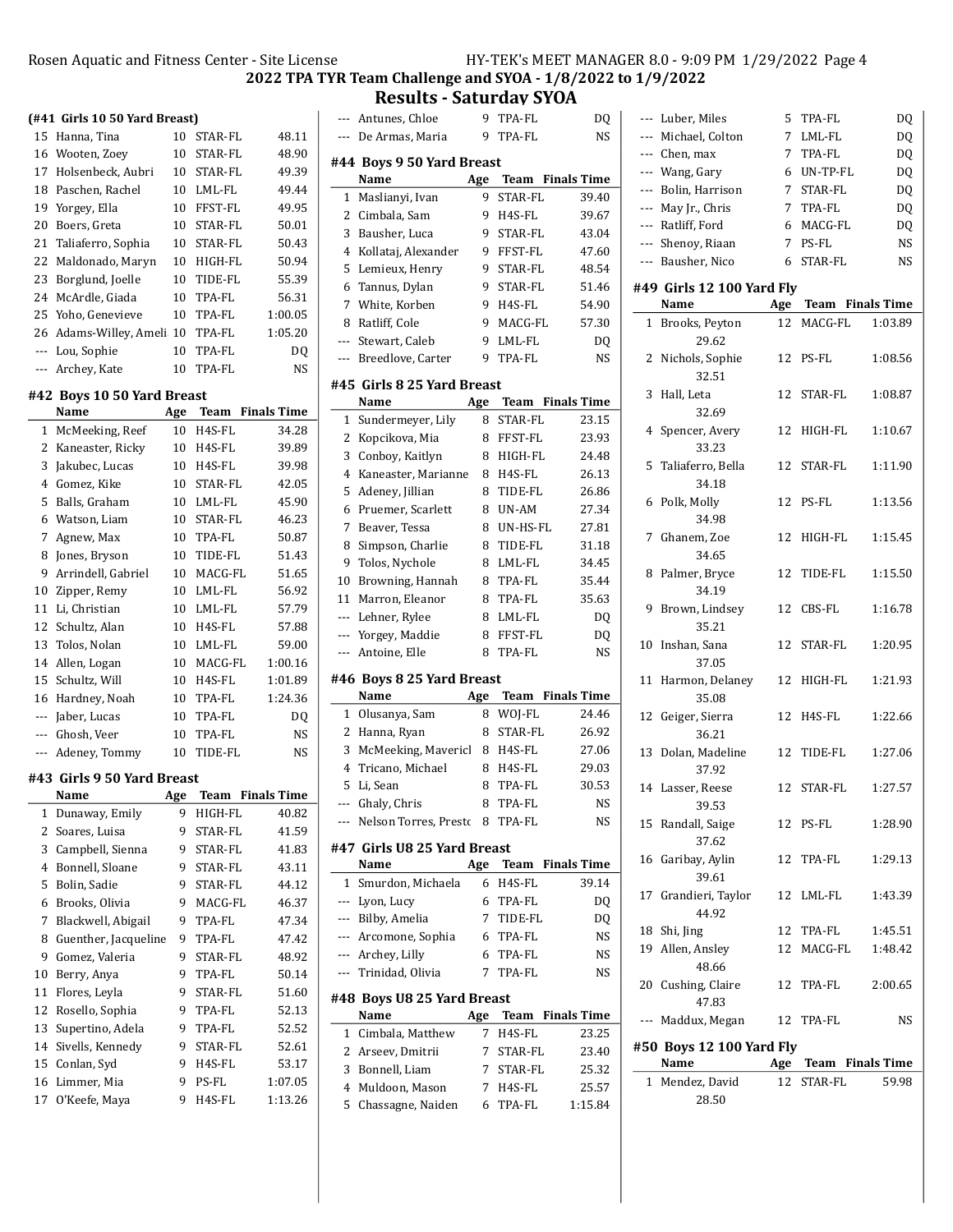## 2022 TPA TYR Team Challenge and SYOA - 1/8/2022 to 1/9/2022

## Results - Saturday SYOA

### (#41 Girls 10 50 Yard Breast)

| | Name | Age | Team | Finals Time |
|---|---|---|---|---|
| 15 | Hanna, Tina | 10 | STAR-FL | 48.11 |
| 16 | Wooten, Zoey | 10 | STAR-FL | 48.90 |
| 17 | Holsenbeck, Aubri | 10 | STAR-FL | 49.39 |
| 18 | Paschen, Rachel | 10 | LML-FL | 49.44 |
| 19 | Yorgey, Ella | 10 | FFST-FL | 49.95 |
| 20 | Boers, Greta | 10 | STAR-FL | 50.01 |
| 21 | Taliaferro, Sophia | 10 | STAR-FL | 50.43 |
| 22 | Maldonado, Maryn | 10 | HIGH-FL | 50.94 |
| 23 | Borglund, Joelle | 10 | TIDE-FL | 55.39 |
| 24 | McArdle, Giada | 10 | TPA-FL | 56.31 |
| 25 | Yoho, Genevieve | 10 | TPA-FL | 1:00.05 |
| 26 | Adams-Willey, Ameli | 10 | TPA-FL | 1:05.20 |
| --- | Lou, Sophie | 10 | TPA-FL | DQ |
| --- | Archey, Kate | 10 | TPA-FL | NS |

### #42 Boys 10 50 Yard Breast

| | Name | Age | Team | Finals Time |
|---|---|---|---|---|
| 1 | McMeeking, Reef | 10 | H4S-FL | 34.28 |
| 2 | Kaneaster, Ricky | 10 | H4S-FL | 39.89 |
| 3 | Jakubec, Lucas | 10 | H4S-FL | 39.98 |
| 4 | Gomez, Kike | 10 | STAR-FL | 42.05 |
| 5 | Balls, Graham | 10 | LML-FL | 45.90 |
| 6 | Watson, Liam | 10 | STAR-FL | 46.23 |
| 7 | Agnew, Max | 10 | TPA-FL | 50.87 |
| 8 | Jones, Bryson | 10 | TIDE-FL | 51.43 |
| 9 | Arrindell, Gabriel | 10 | MACG-FL | 51.65 |
| 10 | Zipper, Remy | 10 | LML-FL | 56.92 |
| 11 | Li, Christian | 10 | LML-FL | 57.79 |
| 12 | Schultz, Alan | 10 | H4S-FL | 57.88 |
| 13 | Tolos, Nolan | 10 | LML-FL | 59.00 |
| 14 | Allen, Logan | 10 | MACG-FL | 1:00.16 |
| 15 | Schultz, Will | 10 | H4S-FL | 1:01.89 |
| 16 | Hardney, Noah | 10 | TPA-FL | 1:24.36 |
| --- | Jaber, Lucas | 10 | TPA-FL | DQ |
| --- | Ghosh, Veer | 10 | TPA-FL | NS |
| --- | Adeney, Tommy | 10 | TIDE-FL | NS |

### #43 Girls 9 50 Yard Breast

| | Name | Age | Team | Finals Time |
|---|---|---|---|---|
| 1 | Dunaway, Emily | 9 | HIGH-FL | 40.82 |
| 2 | Soares, Luisa | 9 | STAR-FL | 41.59 |
| 3 | Campbell, Sienna | 9 | STAR-FL | 41.83 |
| 4 | Bonnell, Sloane | 9 | STAR-FL | 43.11 |
| 5 | Bolin, Sadie | 9 | STAR-FL | 44.12 |
| 6 | Brooks, Olivia | 9 | MACG-FL | 46.37 |
| 7 | Blackwell, Abigail | 9 | TPA-FL | 47.34 |
| 8 | Guenther, Jacqueline | 9 | TPA-FL | 47.42 |
| 9 | Gomez, Valeria | 9 | STAR-FL | 48.92 |
| 10 | Berry, Anya | 9 | TPA-FL | 50.14 |
| 11 | Flores, Leyla | 9 | STAR-FL | 51.60 |
| 12 | Rosello, Sophia | 9 | TPA-FL | 52.13 |
| 13 | Supertino, Adela | 9 | TPA-FL | 52.52 |
| 14 | Sivells, Kennedy | 9 | STAR-FL | 52.61 |
| 15 | Conlan, Syd | 9 | H4S-FL | 53.17 |
| 16 | Limmer, Mia | 9 | PS-FL | 1:07.05 |
| 17 | O'Keefe, Maya | 9 | H4S-FL | 1:13.26 |
| --- | Antunes, Chloe | 9 | TPA-FL | DQ |
| --- | De Armas, Maria | 9 | TPA-FL | NS |

### #44 Boys 9 50 Yard Breast

| | Name | Age | Team | Finals Time |
|---|---|---|---|---|
| 1 | Maslianyi, Ivan | 9 | STAR-FL | 39.40 |
| 2 | Cimbala, Sam | 9 | H4S-FL | 39.67 |
| 3 | Bausher, Luca | 9 | STAR-FL | 43.04 |
| 4 | Kollataj, Alexander | 9 | FFST-FL | 47.60 |
| 5 | Lemieux, Henry | 9 | STAR-FL | 48.54 |
| 6 | Tannus, Dylan | 9 | STAR-FL | 51.46 |
| 7 | White, Korben | 9 | H4S-FL | 54.90 |
| 8 | Ratliff, Cole | 9 | MACG-FL | 57.30 |
| --- | Stewart, Caleb | 9 | LML-FL | DQ |
| --- | Breedlove, Carter | 9 | TPA-FL | NS |

### #45 Girls 8 25 Yard Breast

| | Name | Age | Team | Finals Time |
|---|---|---|---|---|
| 1 | Sundermeyer, Lily | 8 | STAR-FL | 23.15 |
| 2 | Kopcikova, Mia | 8 | FFST-FL | 23.93 |
| 3 | Conboy, Kaitlyn | 8 | HIGH-FL | 24.48 |
| 4 | Kaneaster, Marianne | 8 | H4S-FL | 26.13 |
| 5 | Adeney, Jillian | 8 | TIDE-FL | 26.86 |
| 6 | Pruemer, Scarlett | 8 | UN-AM | 27.34 |
| 7 | Beaver, Tessa | 8 | UN-HS-FL | 27.81 |
| 8 | Simpson, Charlie | 8 | TIDE-FL | 31.18 |
| 9 | Tolos, Nychole | 8 | LML-FL | 34.45 |
| 10 | Browning, Hannah | 8 | TPA-FL | 35.44 |
| 11 | Marron, Eleanor | 8 | TPA-FL | 35.63 |
| --- | Lehner, Rylee | 8 | LML-FL | DQ |
| --- | Yorgey, Maddie | 8 | FFST-FL | DQ |
| --- | Antoine, Elle | 8 | TPA-FL | NS |

### #46 Boys 8 25 Yard Breast

| | Name | Age | Team | Finals Time |
|---|---|---|---|---|
| 1 | Olusanya, Sam | 8 | WOJ-FL | 24.46 |
| 2 | Hanna, Ryan | 8 | STAR-FL | 26.92 |
| 3 | McMeeking, Mavericl | 8 | H4S-FL | 27.06 |
| 4 | Tricano, Michael | 8 | H4S-FL | 29.03 |
| 5 | Li, Sean | 8 | TPA-FL | 30.53 |
| --- | Ghaly, Chris | 8 | TPA-FL | NS |
| --- | Nelson Torres, Presto | 8 | TPA-FL | NS |

### #47 Girls U8 25 Yard Breast

| | Name | Age | Team | Finals Time |
|---|---|---|---|---|
| 1 | Smurdon, Michaela | 6 | H4S-FL | 39.14 |
| --- | Lyon, Lucy | 6 | TPA-FL | DQ |
| --- | Bilby, Amelia | 7 | TIDE-FL | DQ |
| --- | Arcomone, Sophia | 6 | TPA-FL | NS |
| --- | Archey, Lilly | 6 | TPA-FL | NS |
| --- | Trinidad, Olivia | 7 | TPA-FL | NS |

### #48 Boys U8 25 Yard Breast

| | Name | Age | Team | Finals Time |
|---|---|---|---|---|
| 1 | Cimbala, Matthew | 7 | H4S-FL | 23.25 |
| 2 | Arseev, Dmitrii | 7 | STAR-FL | 23.40 |
| 3 | Bonnell, Liam | 7 | STAR-FL | 25.32 |
| 4 | Muldoon, Mason | 7 | H4S-FL | 25.57 |
| 5 | Chassagne, Naiden | 6 | TPA-FL | 1:15.84 |
| --- | Luber, Miles | 5 | TPA-FL | DQ |
| --- | Michael, Colton | 7 | LML-FL | DQ |
| --- | Chen, max | 7 | TPA-FL | DQ |
| --- | Wang, Gary | 6 | UN-TP-FL | DQ |
| --- | Bolin, Harrison | 7 | STAR-FL | DQ |
| --- | May Jr., Chris | 7 | TPA-FL | DQ |
| --- | Ratliff, Ford | 6 | MACG-FL | DQ |
| --- | Shenoy, Riaan | 7 | PS-FL | NS |
| --- | Bausher, Nico | 6 | STAR-FL | NS |

### #49 Girls 12 100 Yard Fly

| | Name | Age | Team | Finals Time |
|---|---|---|---|---|
| 1 | Brooks, Peyton (29.62) | 12 | MACG-FL | 1:03.89 |
| 2 | Nichols, Sophie (32.51) | 12 | PS-FL | 1:08.56 |
| 3 | Hall, Leta (32.69) | 12 | STAR-FL | 1:08.87 |
| 4 | Spencer, Avery (33.23) | 12 | HIGH-FL | 1:10.67 |
| 5 | Taliaferro, Bella (34.18) | 12 | STAR-FL | 1:11.90 |
| 6 | Polk, Molly (34.98) | 12 | PS-FL | 1:13.56 |
| 7 | Ghanem, Zoe (34.65) | 12 | HIGH-FL | 1:15.45 |
| 8 | Palmer, Bryce (34.19) | 12 | TIDE-FL | 1:15.50 |
| 9 | Brown, Lindsey (35.21) | 12 | CBS-FL | 1:16.78 |
| 10 | Inshan, Sana (37.05) | 12 | STAR-FL | 1:20.95 |
| 11 | Harmon, Delaney (35.08) | 12 | HIGH-FL | 1:21.93 |
| 12 | Geiger, Sierra (36.21) | 12 | H4S-FL | 1:22.66 |
| 13 | Dolan, Madeline (37.92) | 12 | TIDE-FL | 1:27.06 |
| 14 | Lasser, Reese (39.53) | 12 | STAR-FL | 1:27.57 |
| 15 | Randall, Saige (37.62) | 12 | PS-FL | 1:28.90 |
| 16 | Garibay, Aylin (39.61) | 12 | TPA-FL | 1:29.13 |
| 17 | Grandieri, Taylor (44.92) | 12 | LML-FL | 1:43.39 |
| 18 | Shi, Jing | 12 | TPA-FL | 1:45.51 |
| 19 | Allen, Ansley (48.66) | 12 | MACG-FL | 1:48.42 |
| 20 | Cushing, Claire (47.83) | 12 | TPA-FL | 2:00.65 |
| --- | Maddux, Megan | 12 | TPA-FL | NS |

### #50 Boys 12 100 Yard Fly

| | Name | Age | Team | Finals Time |
|---|---|---|---|---|
| 1 | Mendez, David (28.50) | 12 | STAR-FL | 59.98 |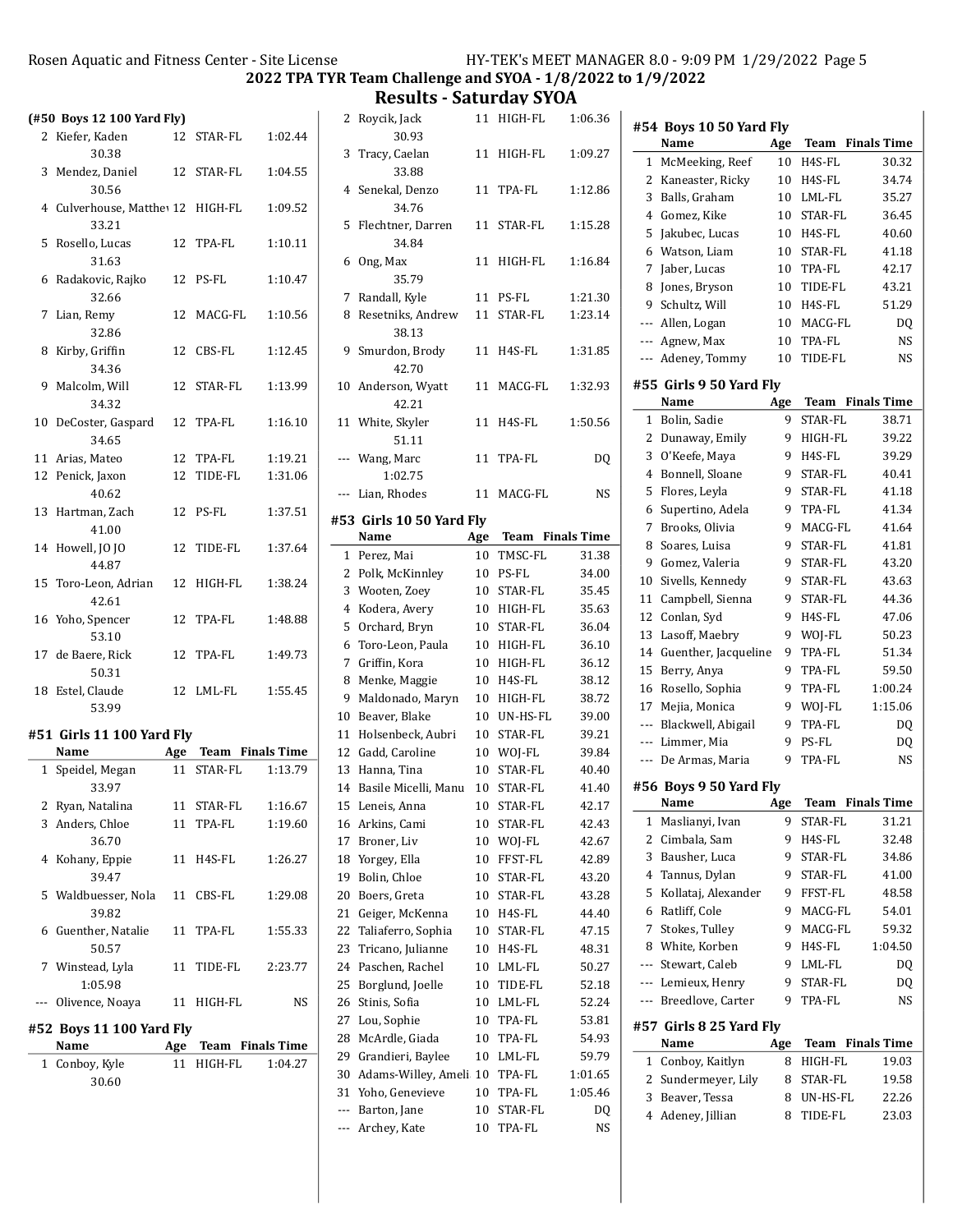## 2022 TPA TYR Team Challenge and SYOA - 1/8/2022 to 1/9/2022

## Results - Saturday SYOA

### (#50 Boys 12 100 Yard Fly)

| | Name | Age | Team | Finals Time |
|---|---|---|---|---|
| 2 | Kiefer, Kaden | 12 | STAR-FL | 1:02.44 |
| | 30.38 | | | |
| 3 | Mendez, Daniel | 12 | STAR-FL | 1:04.55 |
| | 30.56 | | | |
| 4 | Culverhouse, Matthew | 12 | HIGH-FL | 1:09.52 |
| | 33.21 | | | |
| 5 | Rosello, Lucas | 12 | TPA-FL | 1:10.11 |
| | 31.63 | | | |
| 6 | Radakovic, Rajko | 12 | PS-FL | 1:10.47 |
| | 32.66 | | | |
| 7 | Lian, Remy | 12 | MACG-FL | 1:10.56 |
| | 32.86 | | | |
| 8 | Kirby, Griffin | 12 | CBS-FL | 1:12.45 |
| | 34.36 | | | |
| 9 | Malcolm, Will | 12 | STAR-FL | 1:13.99 |
| | 34.32 | | | |
| 10 | DeCoster, Gaspard | 12 | TPA-FL | 1:16.10 |
| | 34.65 | | | |
| 11 | Arias, Mateo | 12 | TPA-FL | 1:19.21 |
| 12 | Penick, Jaxon | 12 | TIDE-FL | 1:31.06 |
| | 40.62 | | | |
| 13 | Hartman, Zach | 12 | PS-FL | 1:37.51 |
| | 41.00 | | | |
| 14 | Howell, JO JO | 12 | TIDE-FL | 1:37.64 |
| | 44.87 | | | |
| 15 | Toro-Leon, Adrian | 12 | HIGH-FL | 1:38.24 |
| | 42.61 | | | |
| 16 | Yoho, Spencer | 12 | TPA-FL | 1:48.88 |
| | 53.10 | | | |
| 17 | de Baere, Rick | 12 | TPA-FL | 1:49.73 |
| | 50.31 | | | |
| 18 | Estel, Claude | 12 | LML-FL | 1:55.45 |
| | 53.99 | | | |

### #51 Girls 11 100 Yard Fly

| | Name | Age | Team | Finals Time |
|---|---|---|---|---|
| 1 | Speidel, Megan | 11 | STAR-FL | 1:13.79 |
| | 33.97 | | | |
| 2 | Ryan, Natalina | 11 | STAR-FL | 1:16.67 |
| 3 | Anders, Chloe | 11 | TPA-FL | 1:19.60 |
| | 36.70 | | | |
| 4 | Kohany, Eppie | 11 | H4S-FL | 1:26.27 |
| | 39.47 | | | |
| 5 | Waldbuesser, Nola | 11 | CBS-FL | 1:29.08 |
| | 39.82 | | | |
| 6 | Guenther, Natalie | 11 | TPA-FL | 1:55.33 |
| | 50.57 | | | |
| 7 | Winstead, Lyla | 11 | TIDE-FL | 2:23.77 |
| | 1:05.98 | | | |
| --- | Olivence, Noaya | 11 | HIGH-FL | NS |

### #52 Boys 11 100 Yard Fly

| | Name | Age | Team | Finals Time |
|---|---|---|---|---|
| 1 | Conboy, Kyle | 11 | HIGH-FL | 1:04.27 |
| | 30.60 | | | |
| 2 | Roycik, Jack | 11 | HIGH-FL | 1:06.36 |
| | 30.93 | | | |
| 3 | Tracy, Caelan | 11 | HIGH-FL | 1:09.27 |
| | 33.88 | | | |
| 4 | Senekal, Denzo | 11 | TPA-FL | 1:12.86 |
| | 34.76 | | | |
| 5 | Flechtner, Darren | 11 | STAR-FL | 1:15.28 |
| | 34.84 | | | |
| 6 | Ong, Max | 11 | HIGH-FL | 1:16.84 |
| | 35.79 | | | |
| 7 | Randall, Kyle | 11 | PS-FL | 1:21.30 |
| 8 | Resetniks, Andrew | 11 | STAR-FL | 1:23.14 |
| | 38.13 | | | |
| 9 | Smurdon, Brody | 11 | H4S-FL | 1:31.85 |
| | 42.70 | | | |
| 10 | Anderson, Wyatt | 11 | MACG-FL | 1:32.93 |
| | 42.21 | | | |
| 11 | White, Skyler | 11 | H4S-FL | 1:50.56 |
| | 51.11 | | | |
| --- | Wang, Marc | 11 | TPA-FL | DQ |
| | 1:02.75 | | | |
| --- | Lian, Rhodes | 11 | MACG-FL | NS |

### #53 Girls 10 50 Yard Fly

| | Name | Age | Team | Finals Time |
|---|---|---|---|---|
| 1 | Perez, Mai | 10 | TMSC-FL | 31.38 |
| 2 | Polk, McKinnley | 10 | PS-FL | 34.00 |
| 3 | Wooten, Zoey | 10 | STAR-FL | 35.45 |
| 4 | Kodera, Avery | 10 | HIGH-FL | 35.63 |
| 5 | Orchard, Bryn | 10 | STAR-FL | 36.04 |
| 6 | Toro-Leon, Paula | 10 | HIGH-FL | 36.10 |
| 7 | Griffin, Kora | 10 | HIGH-FL | 36.12 |
| 8 | Menke, Maggie | 10 | H4S-FL | 38.12 |
| 9 | Maldonado, Maryn | 10 | HIGH-FL | 38.72 |
| 10 | Beaver, Blake | 10 | UN-HS-FL | 39.00 |
| 11 | Holsenbeck, Aubri | 10 | STAR-FL | 39.21 |
| 12 | Gadd, Caroline | 10 | WOJ-FL | 39.84 |
| 13 | Hanna, Tina | 10 | STAR-FL | 40.40 |
| 14 | Basile Micelli, Manu | 10 | STAR-FL | 41.40 |
| 15 | Leneis, Anna | 10 | STAR-FL | 42.17 |
| 16 | Arkins, Cami | 10 | STAR-FL | 42.43 |
| 17 | Broner, Liv | 10 | WOJ-FL | 42.67 |
| 18 | Yorgey, Ella | 10 | FFST-FL | 42.89 |
| 19 | Bolin, Chloe | 10 | STAR-FL | 43.20 |
| 20 | Boers, Greta | 10 | STAR-FL | 43.28 |
| 21 | Geiger, McKenna | 10 | H4S-FL | 44.40 |
| 22 | Taliaferro, Sophia | 10 | STAR-FL | 47.15 |
| 23 | Tricano, Julianne | 10 | H4S-FL | 48.31 |
| 24 | Paschen, Rachel | 10 | LML-FL | 50.27 |
| 25 | Borglund, Joelle | 10 | TIDE-FL | 52.18 |
| 26 | Stinis, Sofia | 10 | LML-FL | 52.24 |
| 27 | Lou, Sophie | 10 | TPA-FL | 53.81 |
| 28 | McArdle, Giada | 10 | TPA-FL | 54.93 |
| 29 | Grandieri, Baylee | 10 | LML-FL | 59.79 |
| 30 | Adams-Willey, Ameli | 10 | TPA-FL | 1:01.65 |
| 31 | Yoho, Genevieve | 10 | TPA-FL | 1:05.46 |
| --- | Barton, Jane | 10 | STAR-FL | DQ |
| --- | Archey, Kate | 10 | TPA-FL | NS |

### #54 Boys 10 50 Yard Fly

| | Name | Age | Team | Finals Time |
|---|---|---|---|---|
| 1 | McMeeking, Reef | 10 | H4S-FL | 30.32 |
| 2 | Kaneaster, Ricky | 10 | H4S-FL | 34.74 |
| 3 | Balls, Graham | 10 | LML-FL | 35.27 |
| 4 | Gomez, Kike | 10 | STAR-FL | 36.45 |
| 5 | Jakubec, Lucas | 10 | H4S-FL | 40.60 |
| 6 | Watson, Liam | 10 | STAR-FL | 41.18 |
| 7 | Jaber, Lucas | 10 | TPA-FL | 42.17 |
| 8 | Jones, Bryson | 10 | TIDE-FL | 43.21 |
| 9 | Schultz, Will | 10 | H4S-FL | 51.29 |
| --- | Allen, Logan | 10 | MACG-FL | DQ |
| --- | Agnew, Max | 10 | TPA-FL | NS |
| --- | Adeney, Tommy | 10 | TIDE-FL | NS |

### #55 Girls 9 50 Yard Fly

| | Name | Age | Team | Finals Time |
|---|---|---|---|---|
| 1 | Bolin, Sadie | 9 | STAR-FL | 38.71 |
| 2 | Dunaway, Emily | 9 | HIGH-FL | 39.22 |
| 3 | O'Keefe, Maya | 9 | H4S-FL | 39.29 |
| 4 | Bonnell, Sloane | 9 | STAR-FL | 40.41 |
| 5 | Flores, Leyla | 9 | STAR-FL | 41.18 |
| 6 | Supertino, Adela | 9 | TPA-FL | 41.34 |
| 7 | Brooks, Olivia | 9 | MACG-FL | 41.64 |
| 8 | Soares, Luisa | 9 | STAR-FL | 41.81 |
| 9 | Gomez, Valeria | 9 | STAR-FL | 43.20 |
| 10 | Sivells, Kennedy | 9 | STAR-FL | 43.63 |
| 11 | Campbell, Sienna | 9 | STAR-FL | 44.36 |
| 12 | Conlan, Syd | 9 | H4S-FL | 47.06 |
| 13 | Lasoff, Maebry | 9 | WOJ-FL | 50.23 |
| 14 | Guenther, Jacqueline | 9 | TPA-FL | 51.34 |
| 15 | Berry, Anya | 9 | TPA-FL | 59.50 |
| 16 | Rosello, Sophia | 9 | TPA-FL | 1:00.24 |
| 17 | Mejia, Monica | 9 | WOJ-FL | 1:15.06 |
| --- | Blackwell, Abigail | 9 | TPA-FL | DQ |
| --- | Limmer, Mia | 9 | PS-FL | DQ |
| --- | De Armas, Maria | 9 | TPA-FL | NS |

### #56 Boys 9 50 Yard Fly

| | Name | Age | Team | Finals Time |
|---|---|---|---|---|
| 1 | Maslianyi, Ivan | 9 | STAR-FL | 31.21 |
| 2 | Cimbala, Sam | 9 | H4S-FL | 32.48 |
| 3 | Bausher, Luca | 9 | STAR-FL | 34.86 |
| 4 | Tannus, Dylan | 9 | STAR-FL | 41.00 |
| 5 | Kollataj, Alexander | 9 | FFST-FL | 48.58 |
| 6 | Ratliff, Cole | 9 | MACG-FL | 54.01 |
| 7 | Stokes, Tulley | 9 | MACG-FL | 59.32 |
| 8 | White, Korben | 9 | H4S-FL | 1:04.50 |
| --- | Stewart, Caleb | 9 | LML-FL | DQ |
| --- | Lemieux, Henry | 9 | STAR-FL | DQ |
| --- | Breedlove, Carter | 9 | TPA-FL | NS |

### #57 Girls 8 25 Yard Fly

| | Name | Age | Team | Finals Time |
|---|---|---|---|---|
| 1 | Conboy, Kaitlyn | 8 | HIGH-FL | 19.03 |
| 2 | Sundermeyer, Lily | 8 | STAR-FL | 19.58 |
| 3 | Beaver, Tessa | 8 | UN-HS-FL | 22.26 |
| 4 | Adeney, Jillian | 8 | TIDE-FL | 23.03 |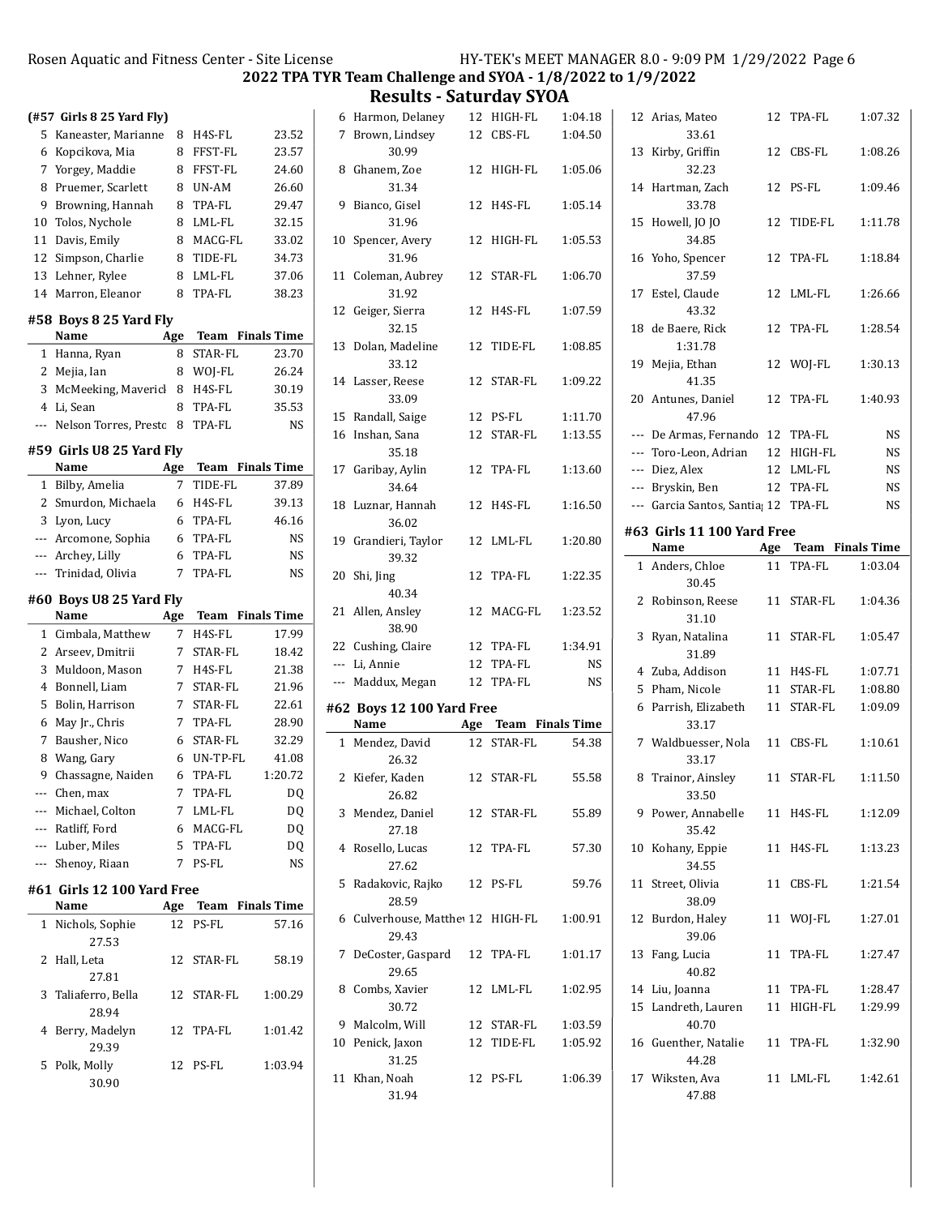## 2022 TPA TYR Team Challenge and SYOA - 1/8/2022 to 1/9/2022

## Results - Saturday SYOA

### (#57 Girls 8 25 Yard Fly)

| | Name | Age | Team | Finals Time |
|---|---|---|---|---|
| 5 | Kaneaster, Marianne | 8 | H4S-FL | 23.52 |
| 6 | Kopcikova, Mia | 8 | FFST-FL | 23.57 |
| 7 | Yorgey, Maddie | 8 | FFST-FL | 24.60 |
| 8 | Pruemer, Scarlett | 8 | UN-AM | 26.60 |
| 9 | Browning, Hannah | 8 | TPA-FL | 29.47 |
| 10 | Tolos, Nychole | 8 | LML-FL | 32.15 |
| 11 | Davis, Emily | 8 | MACG-FL | 33.02 |
| 12 | Simpson, Charlie | 8 | TIDE-FL | 34.73 |
| 13 | Lehner, Rylee | 8 | LML-FL | 37.06 |
| 14 | Marron, Eleanor | 8 | TPA-FL | 38.23 |

### #58 Boys 8 25 Yard Fly

| | Name | Age | Team | Finals Time |
|---|---|---|---|---|
| 1 | Hanna, Ryan | 8 | STAR-FL | 23.70 |
| 2 | Mejia, Ian | 8 | WOJ-FL | 26.24 |
| 3 | McMeeking, Mavericl | 8 | H4S-FL | 30.19 |
| 4 | Li, Sean | 8 | TPA-FL | 35.53 |
| --- | Nelson Torres, Presto | 8 | TPA-FL | NS |

### #59 Girls U8 25 Yard Fly

| | Name | Age | Team | Finals Time |
|---|---|---|---|---|
| 1 | Bilby, Amelia | 7 | TIDE-FL | 37.89 |
| 2 | Smurdon, Michaela | 6 | H4S-FL | 39.13 |
| 3 | Lyon, Lucy | 6 | TPA-FL | 46.16 |
| --- | Arcomone, Sophia | 6 | TPA-FL | NS |
| --- | Archey, Lilly | 6 | TPA-FL | NS |
| --- | Trinidad, Olivia | 7 | TPA-FL | NS |

### #60 Boys U8 25 Yard Fly

| | Name | Age | Team | Finals Time |
|---|---|---|---|---|
| 1 | Cimbala, Matthew | 7 | H4S-FL | 17.99 |
| 2 | Arseev, Dmitrii | 7 | STAR-FL | 18.42 |
| 3 | Muldoon, Mason | 7 | H4S-FL | 21.38 |
| 4 | Bonnell, Liam | 7 | STAR-FL | 21.96 |
| 5 | Bolin, Harrison | 7 | STAR-FL | 22.61 |
| 6 | May Jr., Chris | 7 | TPA-FL | 28.90 |
| 7 | Bausher, Nico | 6 | STAR-FL | 32.29 |
| 8 | Wang, Gary | 6 | UN-TP-FL | 41.08 |
| 9 | Chassagne, Naiden | 6 | TPA-FL | 1:20.72 |
| --- | Chen, max | 7 | TPA-FL | DQ |
| --- | Michael, Colton | 7 | LML-FL | DQ |
| --- | Ratliff, Ford | 6 | MACG-FL | DQ |
| --- | Luber, Miles | 5 | TPA-FL | DQ |
| --- | Shenoy, Riaan | 7 | PS-FL | NS |

### #61 Girls 12 100 Yard Free

| | Name | Age | Team | Finals Time |
|---|---|---|---|---|
| 1 | Nichols, Sophie | 12 | PS-FL | 57.16 |
| | 27.53 | | | |
| 2 | Hall, Leta | 12 | STAR-FL | 58.19 |
| | 27.81 | | | |
| 3 | Taliaferro, Bella | 12 | STAR-FL | 1:00.29 |
| | 28.94 | | | |
| 4 | Berry, Madelyn | 12 | TPA-FL | 1:01.42 |
| | 29.39 | | | |
| 5 | Polk, Molly | 12 | PS-FL | 1:03.94 |
| | 30.90 | | | |
| 6 | Harmon, Delaney | 12 | HIGH-FL | 1:04.18 |
| 7 | Brown, Lindsey | 12 | CBS-FL | 1:04.50 |
| | 30.99 | | | |
| 8 | Ghanem, Zoe | 12 | HIGH-FL | 1:05.06 |
| | 31.34 | | | |
| 9 | Bianco, Gisel | 12 | H4S-FL | 1:05.14 |
| | 31.96 | | | |
| 10 | Spencer, Avery | 12 | HIGH-FL | 1:05.53 |
| | 31.96 | | | |
| 11 | Coleman, Aubrey | 12 | STAR-FL | 1:06.70 |
| | 31.92 | | | |
| 12 | Geiger, Sierra | 12 | H4S-FL | 1:07.59 |
| | 32.15 | | | |
| 13 | Dolan, Madeline | 12 | TIDE-FL | 1:08.85 |
| | 33.12 | | | |
| 14 | Lasser, Reese | 12 | STAR-FL | 1:09.22 |
| | 33.09 | | | |
| 15 | Randall, Saige | 12 | PS-FL | 1:11.70 |
| 16 | Inshan, Sana | 12 | STAR-FL | 1:13.55 |
| | 35.18 | | | |
| 17 | Garibay, Aylin | 12 | TPA-FL | 1:13.60 |
| | 34.64 | | | |
| 18 | Luznar, Hannah | 12 | H4S-FL | 1:16.50 |
| | 36.02 | | | |
| 19 | Grandieri, Taylor | 12 | LML-FL | 1:20.80 |
| | 39.32 | | | |
| 20 | Shi, Jing | 12 | TPA-FL | 1:22.35 |
| | 40.34 | | | |
| 21 | Allen, Ansley | 12 | MACG-FL | 1:23.52 |
| | 38.90 | | | |
| 22 | Cushing, Claire | 12 | TPA-FL | 1:34.91 |
| --- | Li, Annie | 12 | TPA-FL | NS |
| --- | Maddux, Megan | 12 | TPA-FL | NS |

### #62 Boys 12 100 Yard Free

| | Name | Age | Team | Finals Time |
|---|---|---|---|---|
| 1 | Mendez, David | 12 | STAR-FL | 54.38 |
| | 26.32 | | | |
| 2 | Kiefer, Kaden | 12 | STAR-FL | 55.58 |
| | 26.82 | | | |
| 3 | Mendez, Daniel | 12 | STAR-FL | 55.89 |
| | 27.18 | | | |
| 4 | Rosello, Lucas | 12 | TPA-FL | 57.30 |
| | 27.62 | | | |
| 5 | Radakovic, Rajko | 12 | PS-FL | 59.76 |
| | 28.59 | | | |
| 6 | Culverhouse, Matthev | 12 | HIGH-FL | 1:00.91 |
| | 29.43 | | | |
| 7 | DeCoster, Gaspard | 12 | TPA-FL | 1:01.17 |
| | 29.65 | | | |
| 8 | Combs, Xavier | 12 | LML-FL | 1:02.95 |
| | 30.72 | | | |
| 9 | Malcolm, Will | 12 | STAR-FL | 1:03.59 |
| 10 | Penick, Jaxon | 12 | TIDE-FL | 1:05.92 |
| | 31.25 | | | |
| 11 | Khan, Noah | 12 | PS-FL | 1:06.39 |
| | 31.94 | | | |
| 12 | Arias, Mateo | 12 | TPA-FL | 1:07.32 |
| | 33.61 | | | |
| 13 | Kirby, Griffin | 12 | CBS-FL | 1:08.26 |
| | 32.23 | | | |
| 14 | Hartman, Zach | 12 | PS-FL | 1:09.46 |
| | 33.78 | | | |
| 15 | Howell, JO JO | 12 | TIDE-FL | 1:11.78 |
| | 34.85 | | | |
| 16 | Yoho, Spencer | 12 | TPA-FL | 1:18.84 |
| | 37.59 | | | |
| 17 | Estel, Claude | 12 | LML-FL | 1:26.66 |
| | 43.32 | | | |
| 18 | de Baere, Rick | 12 | TPA-FL | 1:28.54 |
| | 1:31.78 | | | |
| 19 | Mejia, Ethan | 12 | WOJ-FL | 1:30.13 |
| | 41.35 | | | |
| 20 | Antunes, Daniel | 12 | TPA-FL | 1:40.93 |
| | 47.96 | | | |
| --- | De Armas, Fernando | 12 | TPA-FL | NS |
| --- | Toro-Leon, Adrian | 12 | HIGH-FL | NS |
| --- | Diez, Alex | 12 | LML-FL | NS |
| --- | Bryskin, Ben | 12 | TPA-FL | NS |
| --- | Garcia Santos, Santia | 12 | TPA-FL | NS |

### #63 Girls 11 100 Yard Free

| | Name | Age | Team | Finals Time |
|---|---|---|---|---|
| 1 | Anders, Chloe | 11 | TPA-FL | 1:03.04 |
| | 30.45 | | | |
| 2 | Robinson, Reese | 11 | STAR-FL | 1:04.36 |
| | 31.10 | | | |
| 3 | Ryan, Natalina | 11 | STAR-FL | 1:05.47 |
| | 31.89 | | | |
| 4 | Zuba, Addison | 11 | H4S-FL | 1:07.71 |
| 5 | Pham, Nicole | 11 | STAR-FL | 1:08.80 |
| 6 | Parrish, Elizabeth | 11 | STAR-FL | 1:09.09 |
| | 33.17 | | | |
| 7 | Waldbuesser, Nola | 11 | CBS-FL | 1:10.61 |
| | 33.17 | | | |
| 8 | Trainor, Ainsley | 11 | STAR-FL | 1:11.50 |
| | 33.50 | | | |
| 9 | Power, Annabelle | 11 | H4S-FL | 1:12.09 |
| | 35.42 | | | |
| 10 | Kohany, Eppie | 11 | H4S-FL | 1:13.23 |
| | 34.55 | | | |
| 11 | Street, Olivia | 11 | CBS-FL | 1:21.54 |
| | 38.09 | | | |
| 12 | Burdon, Haley | 11 | WOJ-FL | 1:27.01 |
| | 39.06 | | | |
| 13 | Fang, Lucia | 11 | TPA-FL | 1:27.47 |
| | 40.82 | | | |
| 14 | Liu, Joanna | 11 | TPA-FL | 1:28.47 |
| 15 | Landreth, Lauren | 11 | HIGH-FL | 1:29.99 |
| | 40.70 | | | |
| 16 | Guenther, Natalie | 11 | TPA-FL | 1:32.90 |
| | 44.28 | | | |
| 17 | Wiksten, Ava | 11 | LML-FL | 1:42.61 |
| | 47.88 | | | |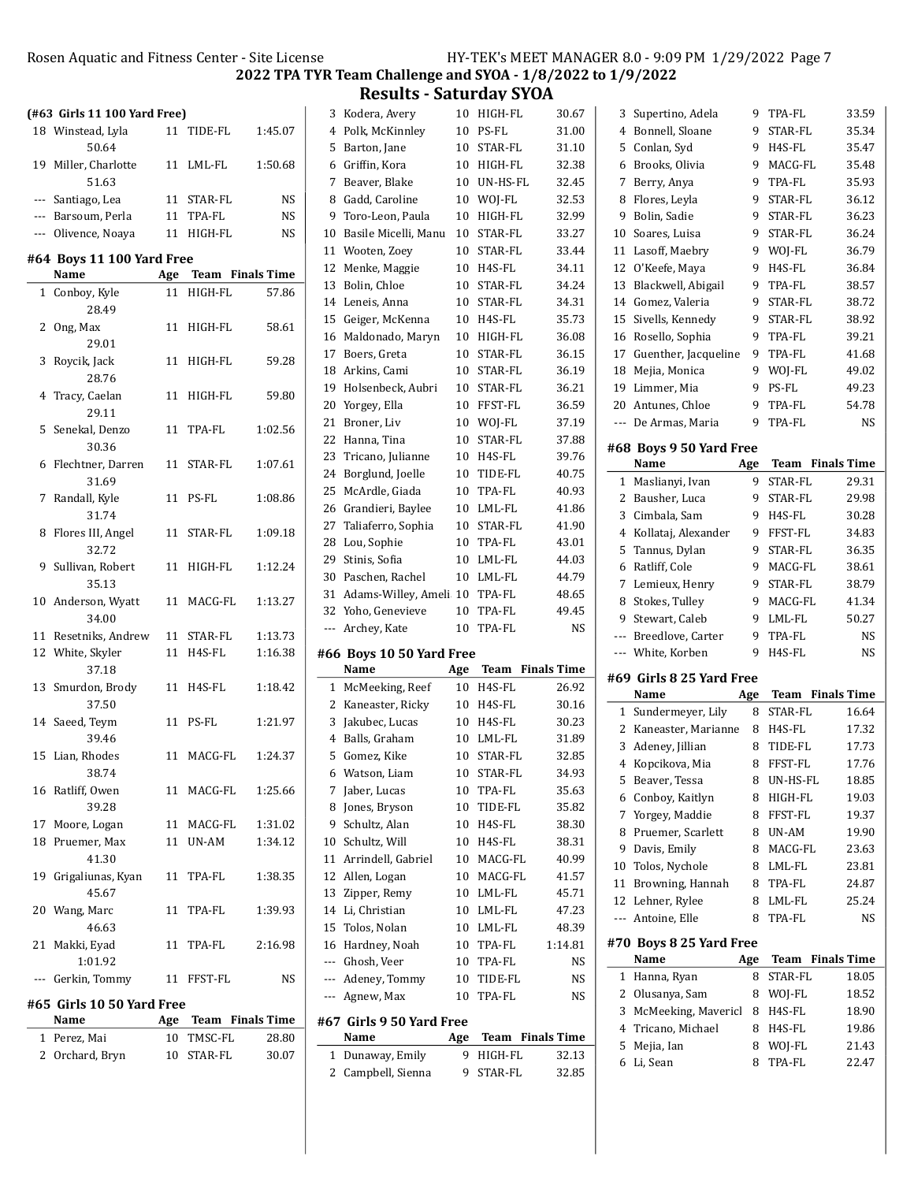## 2022 TPA TYR Team Challenge and SYOA - 1/8/2022 to 1/9/2022

## Results - Saturday SYOA

### (#63 Girls 11 100 Yard Free)

| | Name | Age | Team | Finals Time |
|---|---|---|---|---|
| 18 | Winstead, Lyla | 11 | TIDE-FL | 1:45.07 |
| | 50.64 | | | |
| 19 | Miller, Charlotte | 11 | LML-FL | 1:50.68 |
| | 51.63 | | | |
| --- | Santiago, Lea | 11 | STAR-FL | NS |
| --- | Barsoum, Perla | 11 | TPA-FL | NS |
| --- | Olivence, Noaya | 11 | HIGH-FL | NS |

### #64 Boys 11 100 Yard Free

| | Name | Age | Team | Finals Time |
|---|---|---|---|---|
| 1 | Conboy, Kyle | 11 | HIGH-FL | 57.86 |
| | 28.49 | | | |
| 2 | Ong, Max | 11 | HIGH-FL | 58.61 |
| | 29.01 | | | |
| 3 | Roycik, Jack | 11 | HIGH-FL | 59.28 |
| | 28.76 | | | |
| 4 | Tracy, Caelan | 11 | HIGH-FL | 59.80 |
| | 29.11 | | | |
| 5 | Senekal, Denzo | 11 | TPA-FL | 1:02.56 |
| | 30.36 | | | |
| 6 | Flechtner, Darren | 11 | STAR-FL | 1:07.61 |
| | 31.69 | | | |
| 7 | Randall, Kyle | 11 | PS-FL | 1:08.86 |
| | 31.74 | | | |
| 8 | Flores III, Angel | 11 | STAR-FL | 1:09.18 |
| | 32.72 | | | |
| 9 | Sullivan, Robert | 11 | HIGH-FL | 1:12.24 |
| | 35.13 | | | |
| 10 | Anderson, Wyatt | 11 | MACG-FL | 1:13.27 |
| | 34.00 | | | |
| 11 | Resetniks, Andrew | 11 | STAR-FL | 1:13.73 |
| 12 | White, Skyler | 11 | H4S-FL | 1:16.38 |
| | 37.18 | | | |
| 13 | Smurdon, Brody | 11 | H4S-FL | 1:18.42 |
| | 37.50 | | | |
| 14 | Saeed, Teym | 11 | PS-FL | 1:21.97 |
| | 39.46 | | | |
| 15 | Lian, Rhodes | 11 | MACG-FL | 1:24.37 |
| | 38.74 | | | |
| 16 | Ratliff, Owen | 11 | MACG-FL | 1:25.66 |
| | 39.28 | | | |
| 17 | Moore, Logan | 11 | MACG-FL | 1:31.02 |
| 18 | Pruemer, Max | 11 | UN-AM | 1:34.12 |
| | 41.30 | | | |
| 19 | Grigaliunas, Kyan | 11 | TPA-FL | 1:38.35 |
| | 45.67 | | | |
| 20 | Wang, Marc | 11 | TPA-FL | 1:39.93 |
| | 46.63 | | | |
| 21 | Makki, Eyad | 11 | TPA-FL | 2:16.98 |
| | 1:01.92 | | | |
| --- | Gerkin, Tommy | 11 | FFST-FL | NS |

### #65 Girls 10 50 Yard Free

| | Name | Age | Team | Finals Time |
|---|---|---|---|---|
| 1 | Perez, Mai | 10 | TMSC-FL | 28.80 |
| 2 | Orchard, Bryn | 10 | STAR-FL | 30.07 |
| 3 | Kodera, Avery | 10 | HIGH-FL | 30.67 |
| 4 | Polk, McKinnley | 10 | PS-FL | 31.00 |
| 5 | Barton, Jane | 10 | STAR-FL | 31.10 |
| 6 | Griffin, Kora | 10 | HIGH-FL | 32.38 |
| 7 | Beaver, Blake | 10 | UN-HS-FL | 32.45 |
| 8 | Gadd, Caroline | 10 | WOJ-FL | 32.53 |
| 9 | Toro-Leon, Paula | 10 | HIGH-FL | 32.99 |
| 10 | Basile Micelli, Manu | 10 | STAR-FL | 33.27 |
| 11 | Wooten, Zoey | 10 | STAR-FL | 33.44 |
| 12 | Menke, Maggie | 10 | H4S-FL | 34.11 |
| 13 | Bolin, Chloe | 10 | STAR-FL | 34.24 |
| 14 | Leneis, Anna | 10 | STAR-FL | 34.31 |
| 15 | Geiger, McKenna | 10 | H4S-FL | 35.73 |
| 16 | Maldonado, Maryn | 10 | HIGH-FL | 36.08 |
| 17 | Boers, Greta | 10 | STAR-FL | 36.15 |
| 18 | Arkins, Cami | 10 | STAR-FL | 36.19 |
| 19 | Holsenbeck, Aubri | 10 | STAR-FL | 36.21 |
| 20 | Yorgey, Ella | 10 | FFST-FL | 36.59 |
| 21 | Broner, Liv | 10 | WOJ-FL | 37.19 |
| 22 | Hanna, Tina | 10 | STAR-FL | 37.88 |
| 23 | Tricano, Julianne | 10 | H4S-FL | 39.76 |
| 24 | Borglund, Joelle | 10 | TIDE-FL | 40.75 |
| 25 | McArdle, Giada | 10 | TPA-FL | 40.93 |
| 26 | Grandieri, Baylee | 10 | LML-FL | 41.86 |
| 27 | Taliaferro, Sophia | 10 | STAR-FL | 41.90 |
| 28 | Lou, Sophie | 10 | TPA-FL | 43.01 |
| 29 | Stinis, Sofia | 10 | LML-FL | 44.03 |
| 30 | Paschen, Rachel | 10 | LML-FL | 44.79 |
| 31 | Adams-Willey, Ameli | 10 | TPA-FL | 48.65 |
| 32 | Yoho, Genevieve | 10 | TPA-FL | 49.45 |
| --- | Archey, Kate | 10 | TPA-FL | NS |

### #66 Boys 10 50 Yard Free

| | Name | Age | Team | Finals Time |
|---|---|---|---|---|
| 1 | McMeeking, Reef | 10 | H4S-FL | 26.92 |
| 2 | Kaneaster, Ricky | 10 | H4S-FL | 30.16 |
| 3 | Jakubec, Lucas | 10 | H4S-FL | 30.23 |
| 4 | Balls, Graham | 10 | LML-FL | 31.89 |
| 5 | Gomez, Kike | 10 | STAR-FL | 32.85 |
| 6 | Watson, Liam | 10 | STAR-FL | 34.93 |
| 7 | Jaber, Lucas | 10 | TPA-FL | 35.63 |
| 8 | Jones, Bryson | 10 | TIDE-FL | 35.82 |
| 9 | Schultz, Alan | 10 | H4S-FL | 38.30 |
| 10 | Schultz, Will | 10 | H4S-FL | 38.31 |
| 11 | Arrindell, Gabriel | 10 | MACG-FL | 40.99 |
| 12 | Allen, Logan | 10 | MACG-FL | 41.57 |
| 13 | Zipper, Remy | 10 | LML-FL | 45.71 |
| 14 | Li, Christian | 10 | LML-FL | 47.23 |
| 15 | Tolos, Nolan | 10 | LML-FL | 48.39 |
| 16 | Hardney, Noah | 10 | TPA-FL | 1:14.81 |
| --- | Ghosh, Veer | 10 | TPA-FL | NS |
| --- | Adeney, Tommy | 10 | TIDE-FL | NS |
| --- | Agnew, Max | 10 | TPA-FL | NS |

### #67 Girls 9 50 Yard Free

| | Name | Age | Team | Finals Time |
|---|---|---|---|---|
| 1 | Dunaway, Emily | 9 | HIGH-FL | 32.13 |
| 2 | Campbell, Sienna | 9 | STAR-FL | 32.85 |
| 3 | Supertino, Adela | 9 | TPA-FL | 33.59 |
| 4 | Bonnell, Sloane | 9 | STAR-FL | 35.34 |
| 5 | Conlan, Syd | 9 | H4S-FL | 35.47 |
| 6 | Brooks, Olivia | 9 | MACG-FL | 35.48 |
| 7 | Berry, Anya | 9 | TPA-FL | 35.93 |
| 8 | Flores, Leyla | 9 | STAR-FL | 36.12 |
| 9 | Bolin, Sadie | 9 | STAR-FL | 36.23 |
| 10 | Soares, Luisa | 9 | STAR-FL | 36.24 |
| 11 | Lasoff, Maebry | 9 | WOJ-FL | 36.79 |
| 12 | O'Keefe, Maya | 9 | H4S-FL | 36.84 |
| 13 | Blackwell, Abigail | 9 | TPA-FL | 38.57 |
| 14 | Gomez, Valeria | 9 | STAR-FL | 38.72 |
| 15 | Sivells, Kennedy | 9 | STAR-FL | 38.92 |
| 16 | Rosello, Sophia | 9 | TPA-FL | 39.21 |
| 17 | Guenther, Jacqueline | 9 | TPA-FL | 41.68 |
| 18 | Mejia, Monica | 9 | WOJ-FL | 49.02 |
| 19 | Limmer, Mia | 9 | PS-FL | 49.23 |
| 20 | Antunes, Chloe | 9 | TPA-FL | 54.78 |
| --- | De Armas, Maria | 9 | TPA-FL | NS |

### #68 Boys 9 50 Yard Free

| | Name | Age | Team | Finals Time |
|---|---|---|---|---|
| 1 | Maslianyi, Ivan | 9 | STAR-FL | 29.31 |
| 2 | Bausher, Luca | 9 | STAR-FL | 29.98 |
| 3 | Cimbala, Sam | 9 | H4S-FL | 30.28 |
| 4 | Kollataj, Alexander | 9 | FFST-FL | 34.83 |
| 5 | Tannus, Dylan | 9 | STAR-FL | 36.35 |
| 6 | Ratliff, Cole | 9 | MACG-FL | 38.61 |
| 7 | Lemieux, Henry | 9 | STAR-FL | 38.79 |
| 8 | Stokes, Tulley | 9 | MACG-FL | 41.34 |
| 9 | Stewart, Caleb | 9 | LML-FL | 50.27 |
| --- | Breedlove, Carter | 9 | TPA-FL | NS |
| --- | White, Korben | 9 | H4S-FL | NS |

### #69 Girls 8 25 Yard Free

| | Name | Age | Team | Finals Time |
|---|---|---|---|---|
| 1 | Sundermeyer, Lily | 8 | STAR-FL | 16.64 |
| 2 | Kaneaster, Marianne | 8 | H4S-FL | 17.32 |
| 3 | Adeney, Jillian | 8 | TIDE-FL | 17.73 |
| 4 | Kopcikova, Mia | 8 | FFST-FL | 17.76 |
| 5 | Beaver, Tessa | 8 | UN-HS-FL | 18.85 |
| 6 | Conboy, Kaitlyn | 8 | HIGH-FL | 19.03 |
| 7 | Yorgey, Maddie | 8 | FFST-FL | 19.37 |
| 8 | Pruemer, Scarlett | 8 | UN-AM | 19.90 |
| 9 | Davis, Emily | 8 | MACG-FL | 23.63 |
| 10 | Tolos, Nychole | 8 | LML-FL | 23.81 |
| 11 | Browning, Hannah | 8 | TPA-FL | 24.87 |
| 12 | Lehner, Rylee | 8 | LML-FL | 25.24 |
| --- | Antoine, Elle | 8 | TPA-FL | NS |

### #70 Boys 8 25 Yard Free

| | Name | Age | Team | Finals Time |
|---|---|---|---|---|
| 1 | Hanna, Ryan | 8 | STAR-FL | 18.05 |
| 2 | Olusanya, Sam | 8 | WOJ-FL | 18.52 |
| 3 | McMeeking, Mavericl | 8 | H4S-FL | 18.90 |
| 4 | Tricano, Michael | 8 | H4S-FL | 19.86 |
| 5 | Mejia, Ian | 8 | WOJ-FL | 21.43 |
| 6 | Li, Sean | 8 | TPA-FL | 22.47 |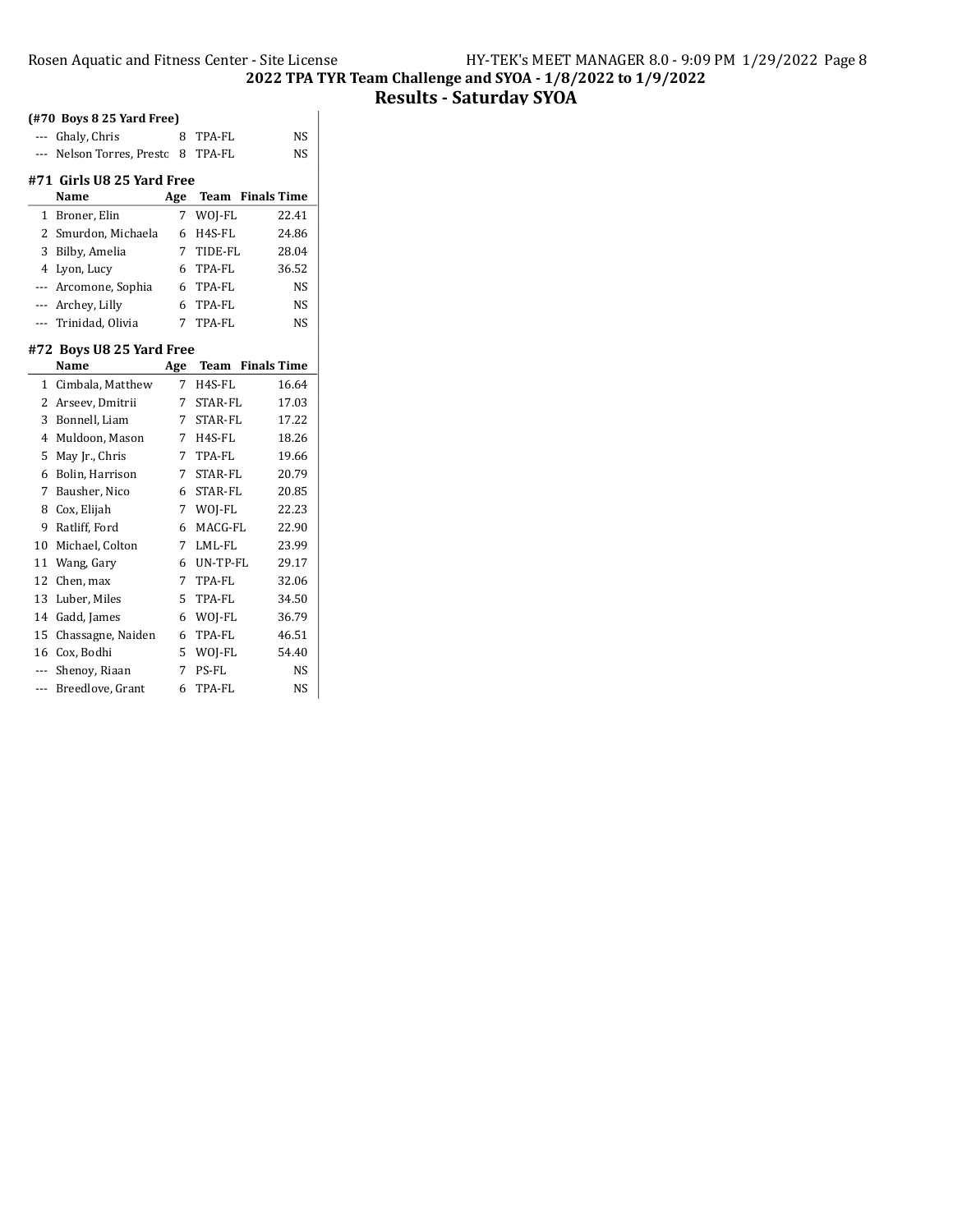**(#70 Boys 8 25 Yard Free)**

| | | | | |
|---|---|---|---|---|
| --- | Ghaly, Chris | 8 | TPA-FL | NS |
| --- | Nelson Torres, Presto | 8 | TPA-FL | NS |

### #71 Girls U8 25 Yard Free

| | Name | Age | Team | Finals Time |
|---|---|---|---|---|
| 1 | Broner, Elin | 7 | WOJ-FL | 22.41 |
| 2 | Smurdon, Michaela | 6 | H4S-FL | 24.86 |
| 3 | Bilby, Amelia | 7 | TIDE-FL | 28.04 |
| 4 | Lyon, Lucy | 6 | TPA-FL | 36.52 |
| --- | Arcomone, Sophia | 6 | TPA-FL | NS |
| --- | Archey, Lilly | 6 | TPA-FL | NS |
| --- | Trinidad, Olivia | 7 | TPA-FL | NS |

### #72 Boys U8 25 Yard Free

| | Name | Age | Team | Finals Time |
|---|---|---|---|---|
| 1 | Cimbala, Matthew | 7 | H4S-FL | 16.64 |
| 2 | Arseev, Dmitrii | 7 | STAR-FL | 17.03 |
| 3 | Bonnell, Liam | 7 | STAR-FL | 17.22 |
| 4 | Muldoon, Mason | 7 | H4S-FL | 18.26 |
| 5 | May Jr., Chris | 7 | TPA-FL | 19.66 |
| 6 | Bolin, Harrison | 7 | STAR-FL | 20.79 |
| 7 | Bausher, Nico | 6 | STAR-FL | 20.85 |
| 8 | Cox, Elijah | 7 | WOJ-FL | 22.23 |
| 9 | Ratliff, Ford | 6 | MACG-FL | 22.90 |
| 10 | Michael, Colton | 7 | LML-FL | 23.99 |
| 11 | Wang, Gary | 6 | UN-TP-FL | 29.17 |
| 12 | Chen, max | 7 | TPA-FL | 32.06 |
| 13 | Luber, Miles | 5 | TPA-FL | 34.50 |
| 14 | Gadd, James | 6 | WOJ-FL | 36.79 |
| 15 | Chassagne, Naiden | 6 | TPA-FL | 46.51 |
| 16 | Cox, Bodhi | 5 | WOJ-FL | 54.40 |
| --- | Shenoy, Riaan | 7 | PS-FL | NS |
| --- | Breedlove, Grant | 6 | TPA-FL | NS |